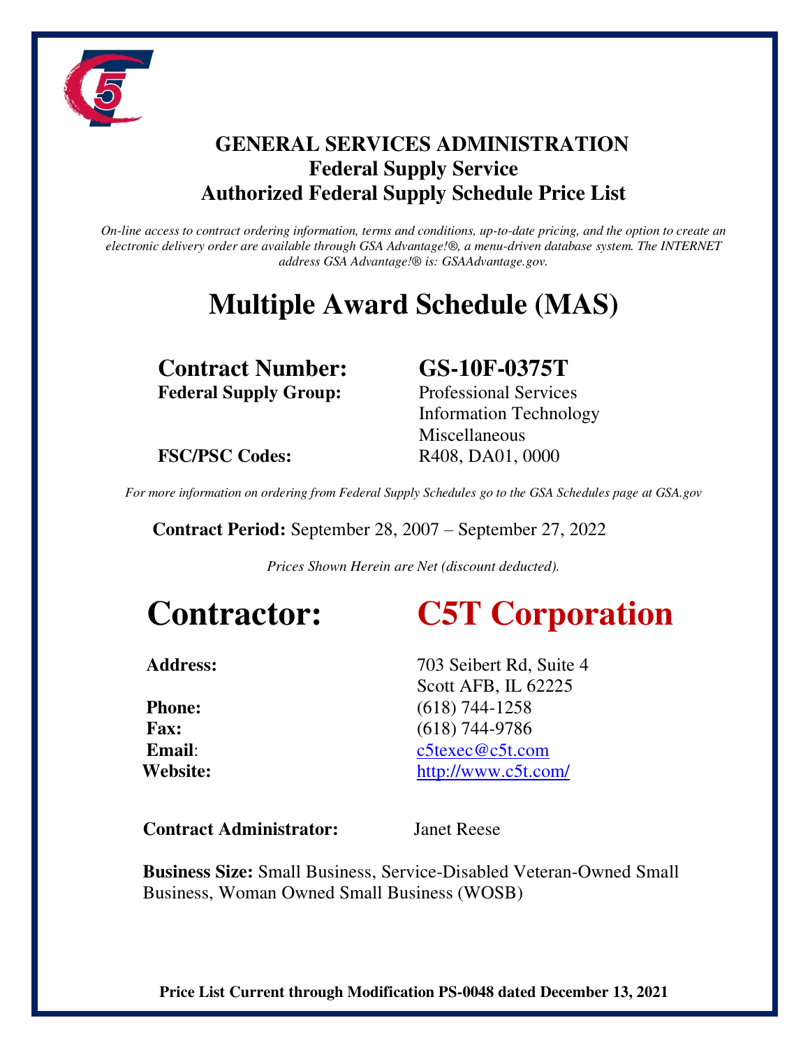# GENERAL SERVICES ADMINISTRATION
## Federal Supply Service
## Authorized Federal Supply Schedule Price List

*On-line access to contract ordering information, terms and conditions, up-to-date pricing, and the option to create an electronic delivery order are available through GSA Advantage!®, a menu-driven database system. The INTERNET address GSA Advantage!® is: GSAAdvantage.gov.*

# Multiple Award Schedule (MAS)

**Contract Number:** **GS-10F-0375T**

**Federal Supply Group:** Professional Services
Information Technology
Miscellaneous

**FSC/PSC Codes:** R408, DA01, 0000

*For more information on ordering from Federal Supply Schedules go to the GSA Schedules page at GSA.gov*

**Contract Period:** September 28, 2007 – September 27, 2022

*Prices Shown Herein are Net (discount deducted).*

# Contractor: C5T Corporation

**Address:** 703 Seibert Rd, Suite 4
Scott AFB, IL 62225

**Phone:** (618) 744-1258

**Fax:** (618) 744-9786

**Email**: c5texec@c5t.com

**Website:** http://www.c5t.com/

**Contract Administrator:** Janet Reese

**Business Size:** Small Business, Service-Disabled Veteran-Owned Small Business, Woman Owned Small Business (WOSB)

**Price List Current through Modification PS-0048 dated December 13, 2021**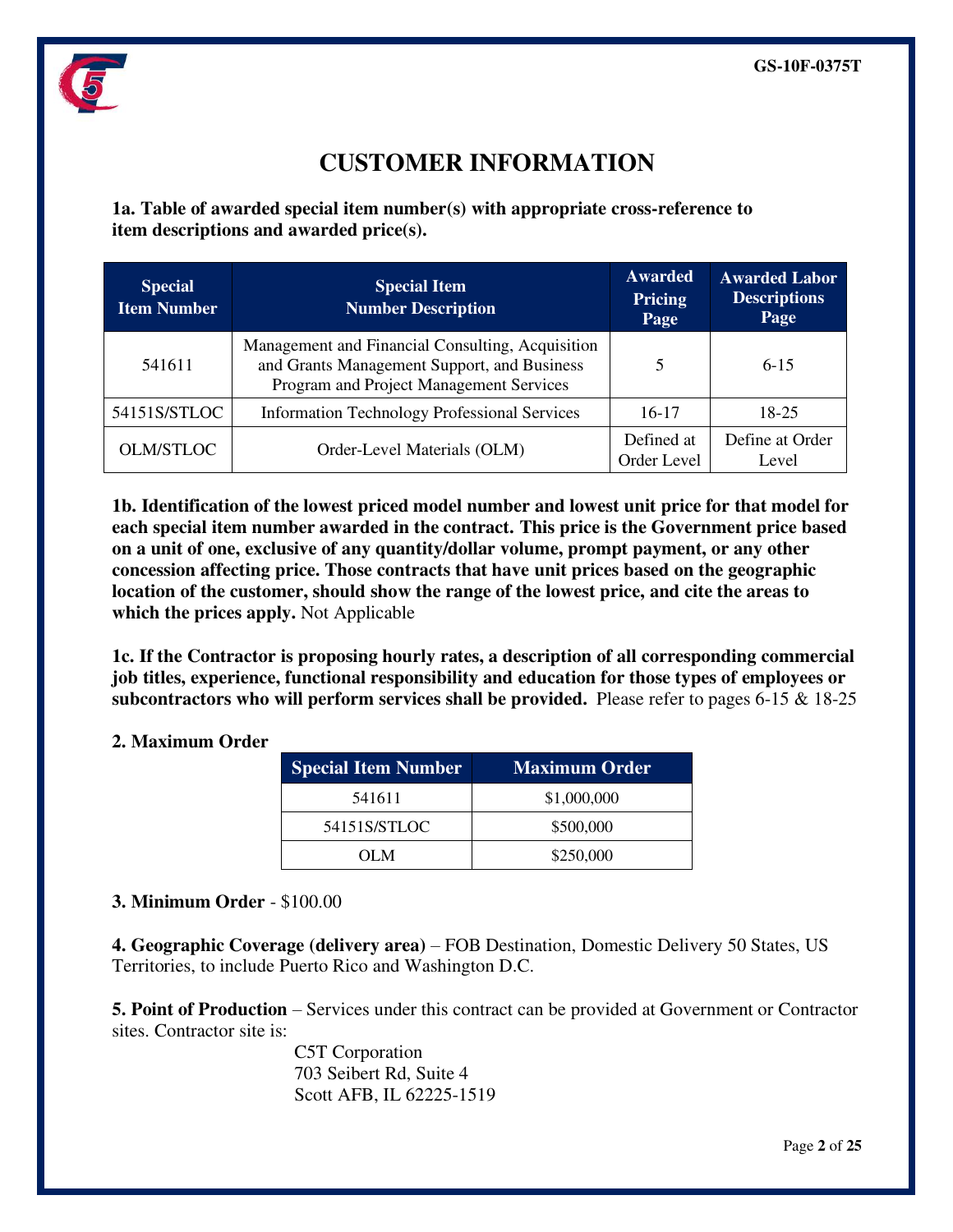# CUSTOMER INFORMATION

**1a. Table of awarded special item number(s) with appropriate cross-reference to item descriptions and awarded price(s).**

| Special Item Number | Special Item Number Description | Awarded Pricing Page | Awarded Labor Descriptions Page |
|---|---|---|---|
| 541611 | Management and Financial Consulting, Acquisition and Grants Management Support, and Business Program and Project Management Services | 5 | 6-15 |
| 54151S/STLOC | Information Technology Professional Services | 16-17 | 18-25 |
| OLM/STLOC | Order-Level Materials (OLM) | Defined at Order Level | Define at Order Level |

**1b. Identification of the lowest priced model number and lowest unit price for that model for each special item number awarded in the contract. This price is the Government price based on a unit of one, exclusive of any quantity/dollar volume, prompt payment, or any other concession affecting price. Those contracts that have unit prices based on the geographic location of the customer, should show the range of the lowest price, and cite the areas to which the prices apply.** Not Applicable

**1c. If the Contractor is proposing hourly rates, a description of all corresponding commercial job titles, experience, functional responsibility and education for those types of employees or subcontractors who will perform services shall be provided.** Please refer to pages 6-15 & 18-25

**2. Maximum Order**

| Special Item Number | Maximum Order |
|---|---|
| 541611 | $1,000,000 |
| 54151S/STLOC | $500,000 |
| OLM | $250,000 |

**3. Minimum Order** - $100.00

**4. Geographic Coverage (delivery area)** – FOB Destination, Domestic Delivery 50 States, US Territories, to include Puerto Rico and Washington D.C.

**5. Point of Production** – Services under this contract can be provided at Government or Contractor sites. Contractor site is:

C5T Corporation
703 Seibert Rd, Suite 4
Scott AFB, IL 62225-1519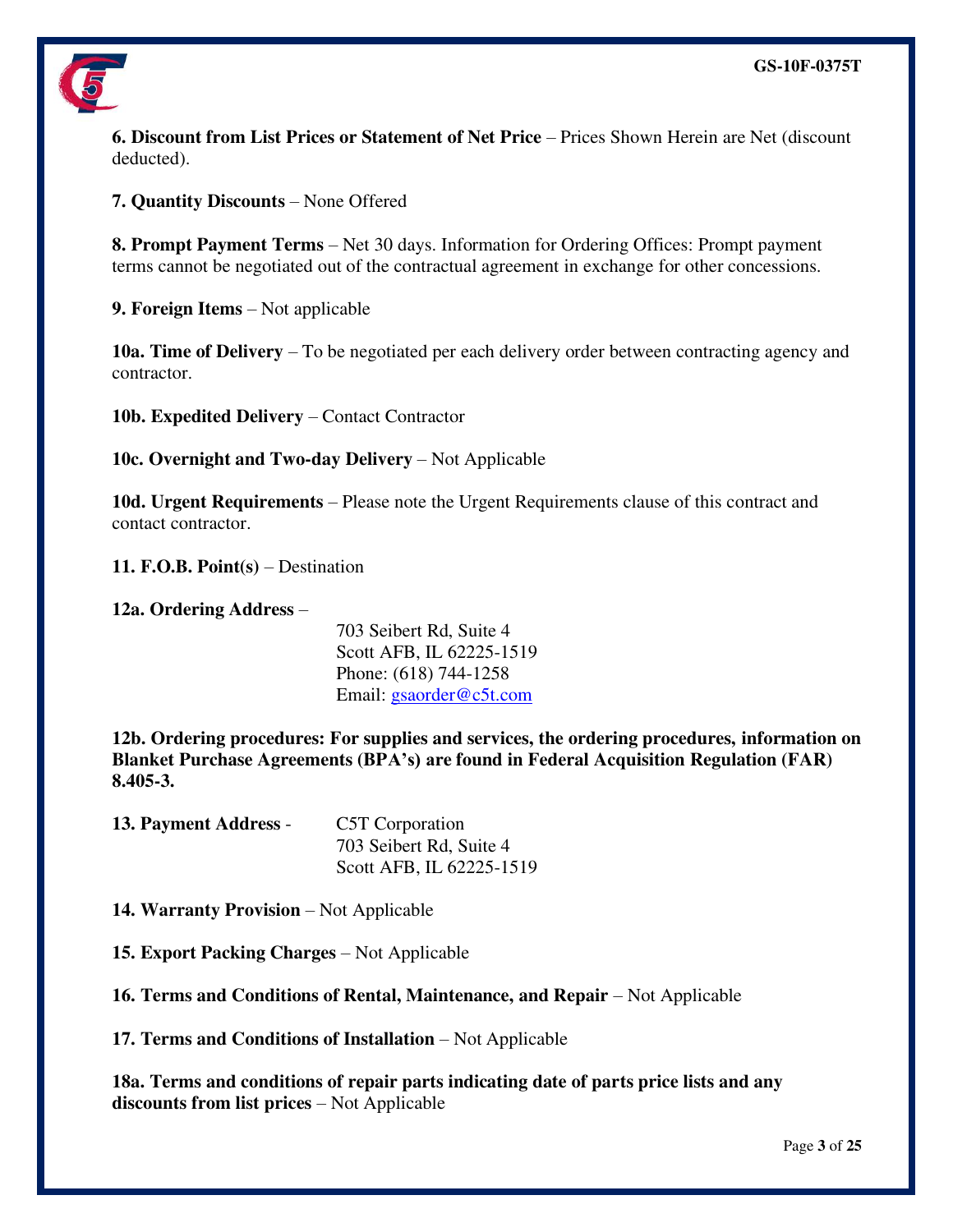**6. Discount from List Prices or Statement of Net Price** – Prices Shown Herein are Net (discount deducted).

**7. Quantity Discounts** – None Offered

**8. Prompt Payment Terms** – Net 30 days. Information for Ordering Offices: Prompt payment terms cannot be negotiated out of the contractual agreement in exchange for other concessions.

**9. Foreign Items** – Not applicable

**10a. Time of Delivery** – To be negotiated per each delivery order between contracting agency and contractor.

**10b. Expedited Delivery** – Contact Contractor

**10c. Overnight and Two-day Delivery** – Not Applicable

**10d. Urgent Requirements** – Please note the Urgent Requirements clause of this contract and contact contractor.

**11. F.O.B. Point(s)** – Destination

**12a. Ordering Address** –

703 Seibert Rd, Suite 4
Scott AFB, IL 62225-1519
Phone: (618) 744-1258
Email: gsaorder@c5t.com

**12b. Ordering procedures: For supplies and services, the ordering procedures, information on Blanket Purchase Agreements (BPA's) are found in Federal Acquisition Regulation (FAR) 8.405-3.**

**13. Payment Address** - C5T Corporation
703 Seibert Rd, Suite 4
Scott AFB, IL 62225-1519

**14. Warranty Provision** – Not Applicable

**15. Export Packing Charges** – Not Applicable

**16. Terms and Conditions of Rental, Maintenance, and Repair** – Not Applicable

**17. Terms and Conditions of Installation** – Not Applicable

**18a. Terms and conditions of repair parts indicating date of parts price lists and any discounts from list prices** – Not Applicable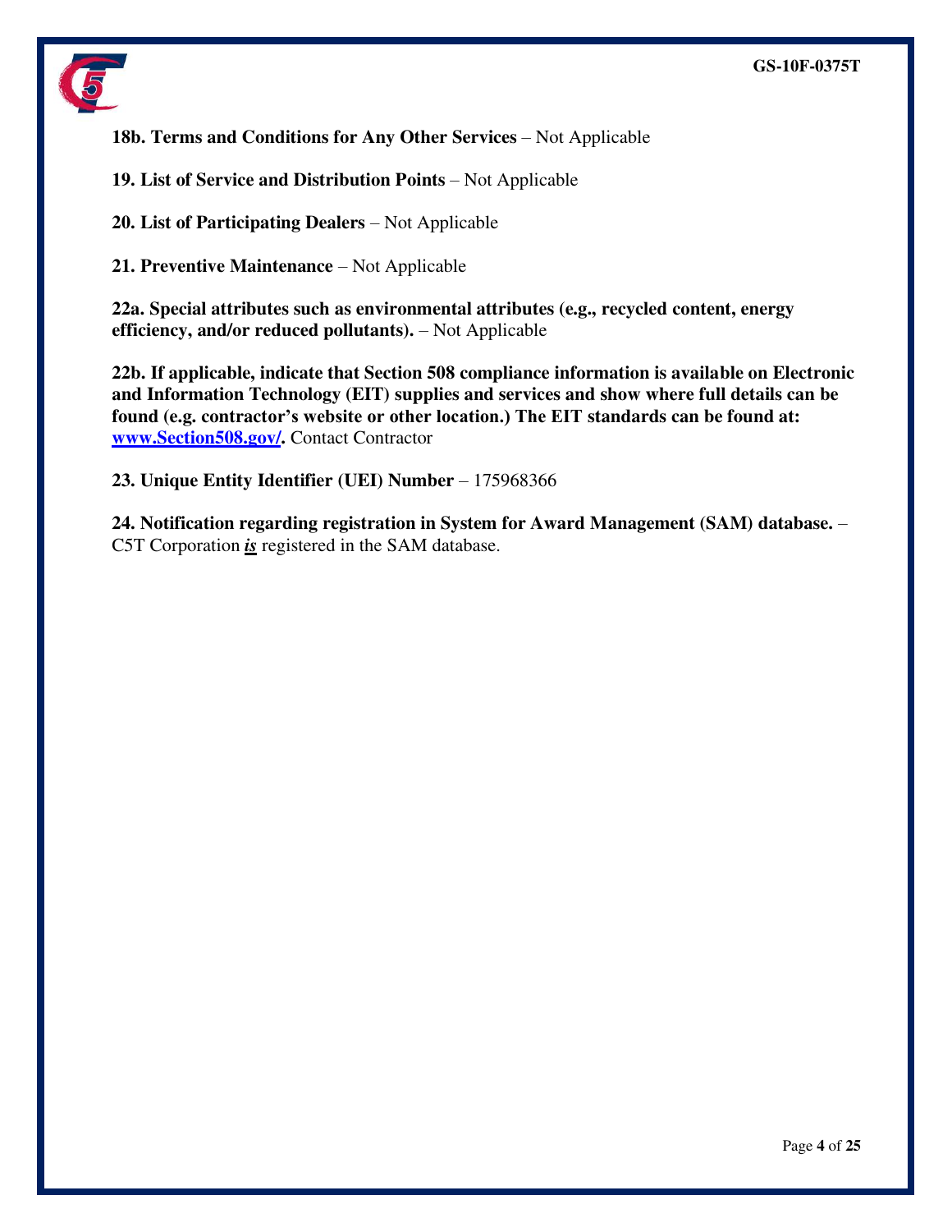**18b. Terms and Conditions for Any Other Services** – Not Applicable

**19. List of Service and Distribution Points** – Not Applicable

**20. List of Participating Dealers** – Not Applicable

**21. Preventive Maintenance** – Not Applicable

**22a. Special attributes such as environmental attributes (e.g., recycled content, energy efficiency, and/or reduced pollutants).** – Not Applicable

**22b. If applicable, indicate that Section 508 compliance information is available on Electronic and Information Technology (EIT) supplies and services and show where full details can be found (e.g. contractor's website or other location.) The EIT standards can be found at: [www.Section508.gov/](http://www.Section508.gov/).** Contact Contractor

**23. Unique Entity Identifier (UEI) Number** – 175968366

**24. Notification regarding registration in System for Award Management (SAM) database.** – C5T Corporation ***is*** registered in the SAM database.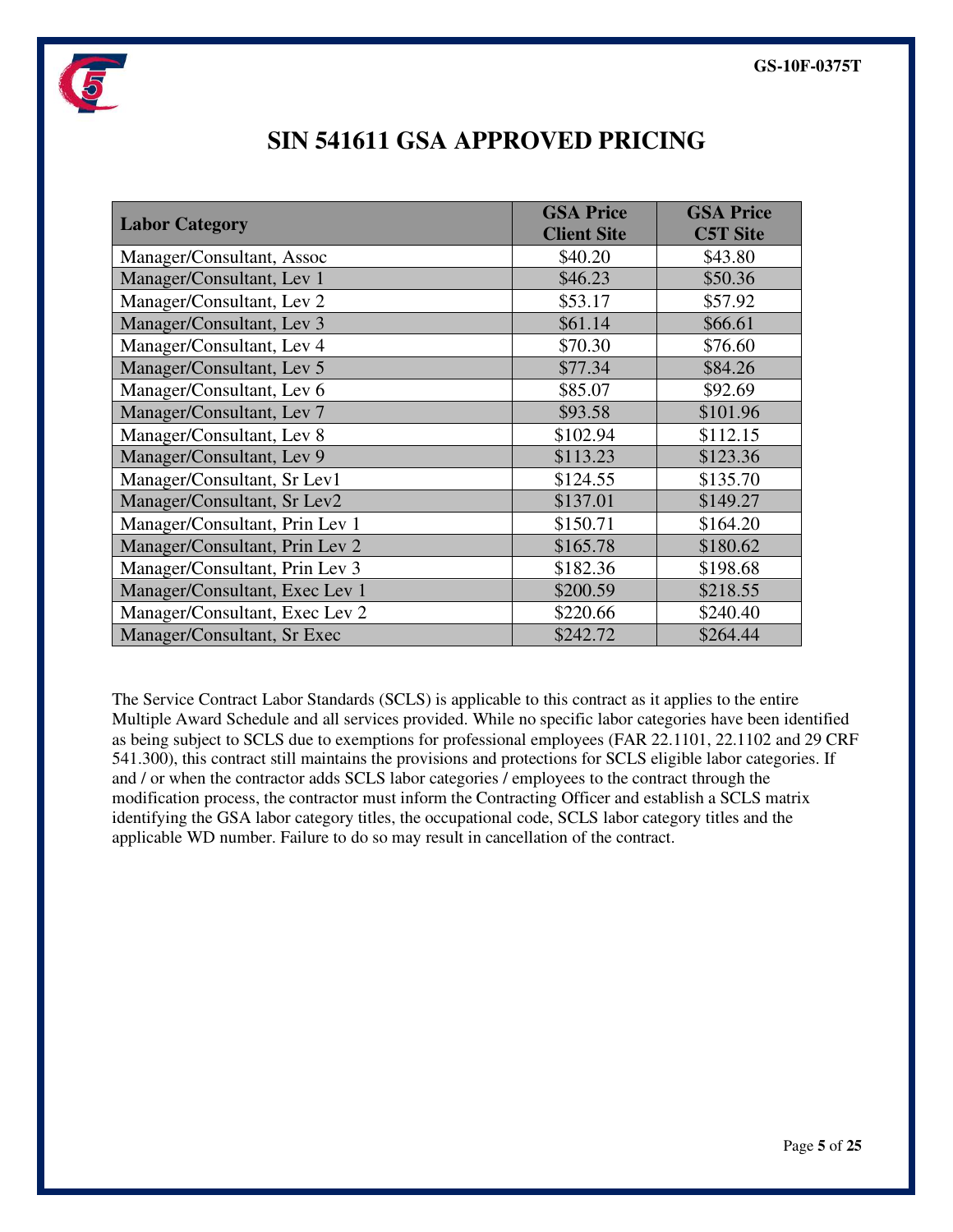# SIN 541611 GSA APPROVED PRICING

| Labor Category | GSA Price Client Site | GSA Price C5T Site |
|---|---|---|
| Manager/Consultant, Assoc | $40.20 | $43.80 |
| Manager/Consultant, Lev 1 | $46.23 | $50.36 |
| Manager/Consultant, Lev 2 | $53.17 | $57.92 |
| Manager/Consultant, Lev 3 | $61.14 | $66.61 |
| Manager/Consultant, Lev 4 | $70.30 | $76.60 |
| Manager/Consultant, Lev 5 | $77.34 | $84.26 |
| Manager/Consultant, Lev 6 | $85.07 | $92.69 |
| Manager/Consultant, Lev 7 | $93.58 | $101.96 |
| Manager/Consultant, Lev 8 | $102.94 | $112.15 |
| Manager/Consultant, Lev 9 | $113.23 | $123.36 |
| Manager/Consultant, Sr Lev1 | $124.55 | $135.70 |
| Manager/Consultant, Sr Lev2 | $137.01 | $149.27 |
| Manager/Consultant, Prin Lev 1 | $150.71 | $164.20 |
| Manager/Consultant, Prin Lev 2 | $165.78 | $180.62 |
| Manager/Consultant, Prin Lev 3 | $182.36 | $198.68 |
| Manager/Consultant, Exec Lev 1 | $200.59 | $218.55 |
| Manager/Consultant, Exec Lev 2 | $220.66 | $240.40 |
| Manager/Consultant, Sr Exec | $242.72 | $264.44 |

The Service Contract Labor Standards (SCLS) is applicable to this contract as it applies to the entire Multiple Award Schedule and all services provided. While no specific labor categories have been identified as being subject to SCLS due to exemptions for professional employees (FAR 22.1101, 22.1102 and 29 CRF 541.300), this contract still maintains the provisions and protections for SCLS eligible labor categories. If and / or when the contractor adds SCLS labor categories / employees to the contract through the modification process, the contractor must inform the Contracting Officer and establish a SCLS matrix identifying the GSA labor category titles, the occupational code, SCLS labor category titles and the applicable WD number. Failure to do so may result in cancellation of the contract.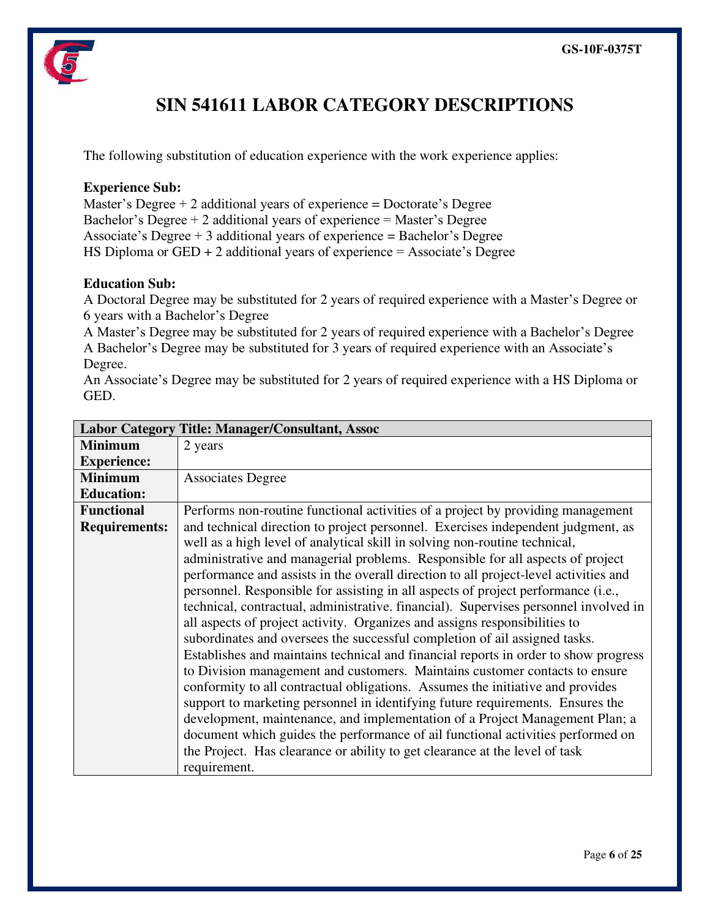# SIN 541611 LABOR CATEGORY DESCRIPTIONS

The following substitution of education experience with the work experience applies:

**Experience Sub:**
Master's Degree + 2 additional years of experience = Doctorate's Degree
Bachelor's Degree + 2 additional years of experience = Master's Degree
Associate's Degree + 3 additional years of experience = Bachelor's Degree
HS Diploma or GED + 2 additional years of experience = Associate's Degree

**Education Sub:**
A Doctoral Degree may be substituted for 2 years of required experience with a Master's Degree or 6 years with a Bachelor's Degree
A Master's Degree may be substituted for 2 years of required experience with a Bachelor's Degree
A Bachelor's Degree may be substituted for 3 years of required experience with an Associate's Degree.
An Associate's Degree may be substituted for 2 years of required experience with a HS Diploma or GED.

| **Labor Category Title: Manager/Consultant, Assoc** | |
|---|---|
| **Minimum Experience:** | 2 years |
| **Minimum Education:** | Associates Degree |
| **Functional Requirements:** | Performs non-routine functional activities of a project by providing management and technical direction to project personnel. Exercises independent judgment, as well as a high level of analytical skill in solving non-routine technical, administrative and managerial problems. Responsible for all aspects of project performance and assists in the overall direction to all project-level activities and personnel. Responsible for assisting in all aspects of project performance (i.e., technical, contractual, administrative. financial). Supervises personnel involved in all aspects of project activity. Organizes and assigns responsibilities to subordinates and oversees the successful completion of ail assigned tasks. Establishes and maintains technical and financial reports in order to show progress to Division management and customers. Maintains customer contacts to ensure conformity to all contractual obligations. Assumes the initiative and provides support to marketing personnel in identifying future requirements. Ensures the development, maintenance, and implementation of a Project Management Plan; a document which guides the performance of ail functional activities performed on the Project. Has clearance or ability to get clearance at the level of task requirement. |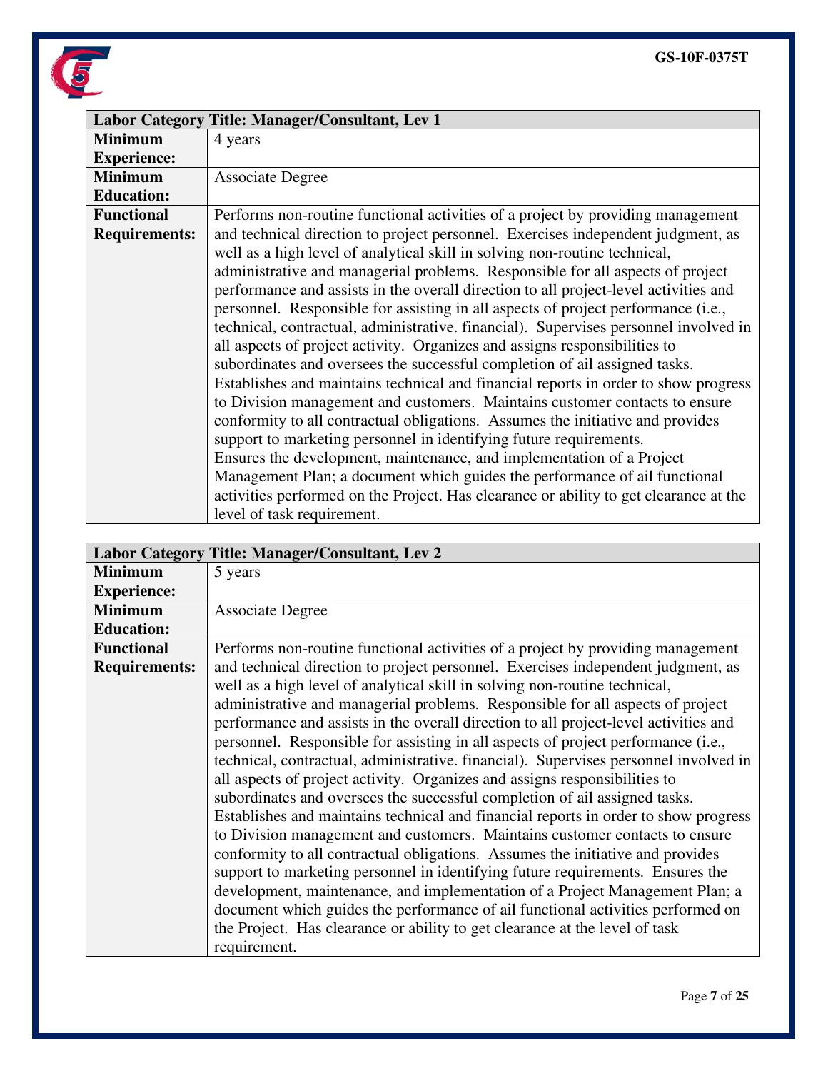| Labor Category Title: Manager/Consultant, Lev 1 | |
|---|---|
| **Minimum Experience:** | 4 years |
| **Minimum Education:** | Associate Degree |
| **Functional Requirements:** | Performs non-routine functional activities of a project by providing management and technical direction to project personnel. Exercises independent judgment, as well as a high level of analytical skill in solving non-routine technical, administrative and managerial problems. Responsible for all aspects of project performance and assists in the overall direction to all project-level activities and personnel. Responsible for assisting in all aspects of project performance (i.e., technical, contractual, administrative. financial). Supervises personnel involved in all aspects of project activity. Organizes and assigns responsibilities to subordinates and oversees the successful completion of ail assigned tasks. Establishes and maintains technical and financial reports in order to show progress to Division management and customers. Maintains customer contacts to ensure conformity to all contractual obligations. Assumes the initiative and provides support to marketing personnel in identifying future requirements. Ensures the development, maintenance, and implementation of a Project Management Plan; a document which guides the performance of ail functional activities performed on the Project. Has clearance or ability to get clearance at the level of task requirement. |

| Labor Category Title: Manager/Consultant, Lev 2 | |
|---|---|
| **Minimum Experience:** | 5 years |
| **Minimum Education:** | Associate Degree |
| **Functional Requirements:** | Performs non-routine functional activities of a project by providing management and technical direction to project personnel. Exercises independent judgment, as well as a high level of analytical skill in solving non-routine technical, administrative and managerial problems. Responsible for all aspects of project performance and assists in the overall direction to all project-level activities and personnel. Responsible for assisting in all aspects of project performance (i.e., technical, contractual, administrative. financial). Supervises personnel involved in all aspects of project activity. Organizes and assigns responsibilities to subordinates and oversees the successful completion of ail assigned tasks. Establishes and maintains technical and financial reports in order to show progress to Division management and customers. Maintains customer contacts to ensure conformity to all contractual obligations. Assumes the initiative and provides support to marketing personnel in identifying future requirements. Ensures the development, maintenance, and implementation of a Project Management Plan; a document which guides the performance of ail functional activities performed on the Project. Has clearance or ability to get clearance at the level of task requirement. |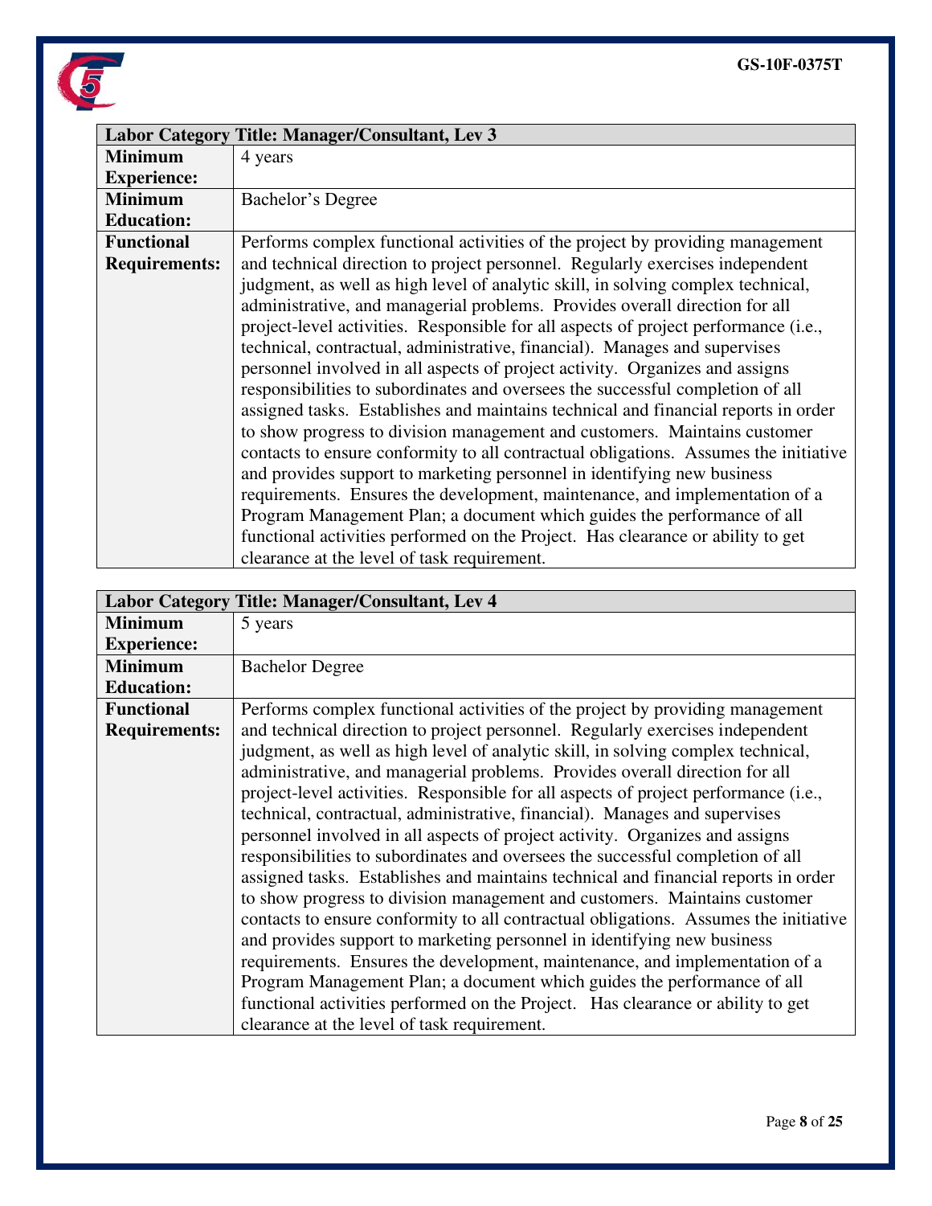| Labor Category Title: Manager/Consultant, Lev 3 | |
|---|---|
| **Minimum Experience:** | 4 years |
| **Minimum Education:** | Bachelor's Degree |
| **Functional Requirements:** | Performs complex functional activities of the project by providing management and technical direction to project personnel. Regularly exercises independent judgment, as well as high level of analytic skill, in solving complex technical, administrative, and managerial problems. Provides overall direction for all project-level activities. Responsible for all aspects of project performance (i.e., technical, contractual, administrative, financial). Manages and supervises personnel involved in all aspects of project activity. Organizes and assigns responsibilities to subordinates and oversees the successful completion of all assigned tasks. Establishes and maintains technical and financial reports in order to show progress to division management and customers. Maintains customer contacts to ensure conformity to all contractual obligations. Assumes the initiative and provides support to marketing personnel in identifying new business requirements. Ensures the development, maintenance, and implementation of a Program Management Plan; a document which guides the performance of all functional activities performed on the Project. Has clearance or ability to get clearance at the level of task requirement. |

| Labor Category Title: Manager/Consultant, Lev 4 | |
|---|---|
| **Minimum Experience:** | 5 years |
| **Minimum Education:** | Bachelor Degree |
| **Functional Requirements:** | Performs complex functional activities of the project by providing management and technical direction to project personnel. Regularly exercises independent judgment, as well as high level of analytic skill, in solving complex technical, administrative, and managerial problems. Provides overall direction for all project-level activities. Responsible for all aspects of project performance (i.e., technical, contractual, administrative, financial). Manages and supervises personnel involved in all aspects of project activity. Organizes and assigns responsibilities to subordinates and oversees the successful completion of all assigned tasks. Establishes and maintains technical and financial reports in order to show progress to division management and customers. Maintains customer contacts to ensure conformity to all contractual obligations. Assumes the initiative and provides support to marketing personnel in identifying new business requirements. Ensures the development, maintenance, and implementation of a Program Management Plan; a document which guides the performance of all functional activities performed on the Project. Has clearance or ability to get clearance at the level of task requirement. |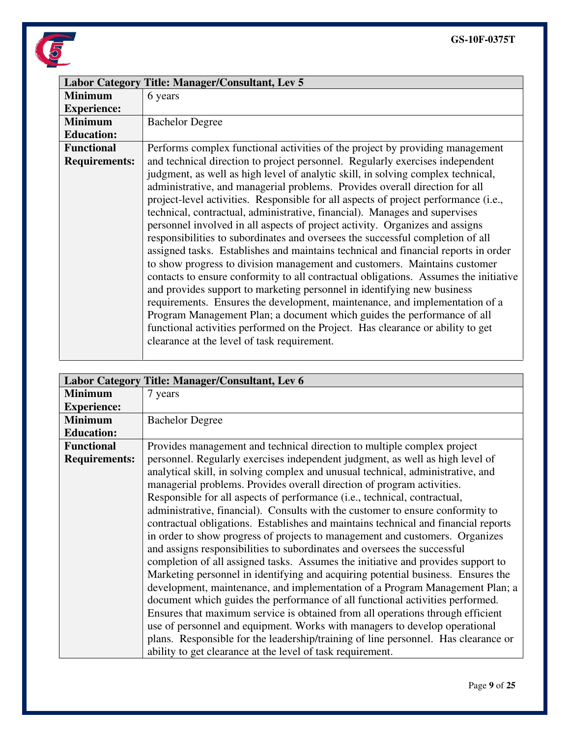| Labor Category Title: Manager/Consultant, Lev 5 | |
|---|---|
| **Minimum Experience:** | 6 years |
| **Minimum Education:** | Bachelor Degree |
| **Functional Requirements:** | Performs complex functional activities of the project by providing management and technical direction to project personnel. Regularly exercises independent judgment, as well as high level of analytic skill, in solving complex technical, administrative, and managerial problems. Provides overall direction for all project-level activities. Responsible for all aspects of project performance (i.e., technical, contractual, administrative, financial). Manages and supervises personnel involved in all aspects of project activity. Organizes and assigns responsibilities to subordinates and oversees the successful completion of all assigned tasks. Establishes and maintains technical and financial reports in order to show progress to division management and customers. Maintains customer contacts to ensure conformity to all contractual obligations. Assumes the initiative and provides support to marketing personnel in identifying new business requirements. Ensures the development, maintenance, and implementation of a Program Management Plan; a document which guides the performance of all functional activities performed on the Project. Has clearance or ability to get clearance at the level of task requirement. |

| Labor Category Title: Manager/Consultant, Lev 6 | |
|---|---|
| **Minimum Experience:** | 7 years |
| **Minimum Education:** | Bachelor Degree |
| **Functional Requirements:** | Provides management and technical direction to multiple complex project personnel. Regularly exercises independent judgment, as well as high level of analytical skill, in solving complex and unusual technical, administrative, and managerial problems. Provides overall direction of program activities. Responsible for all aspects of performance (i.e., technical, contractual, administrative, financial). Consults with the customer to ensure conformity to contractual obligations. Establishes and maintains technical and financial reports in order to show progress of projects to management and customers. Organizes and assigns responsibilities to subordinates and oversees the successful completion of all assigned tasks. Assumes the initiative and provides support to Marketing personnel in identifying and acquiring potential business. Ensures the development, maintenance, and implementation of a Program Management Plan; a document which guides the performance of all functional activities performed. Ensures that maximum service is obtained from all operations through efficient use of personnel and equipment. Works with managers to develop operational plans. Responsible for the leadership/training of line personnel. Has clearance or ability to get clearance at the level of task requirement. |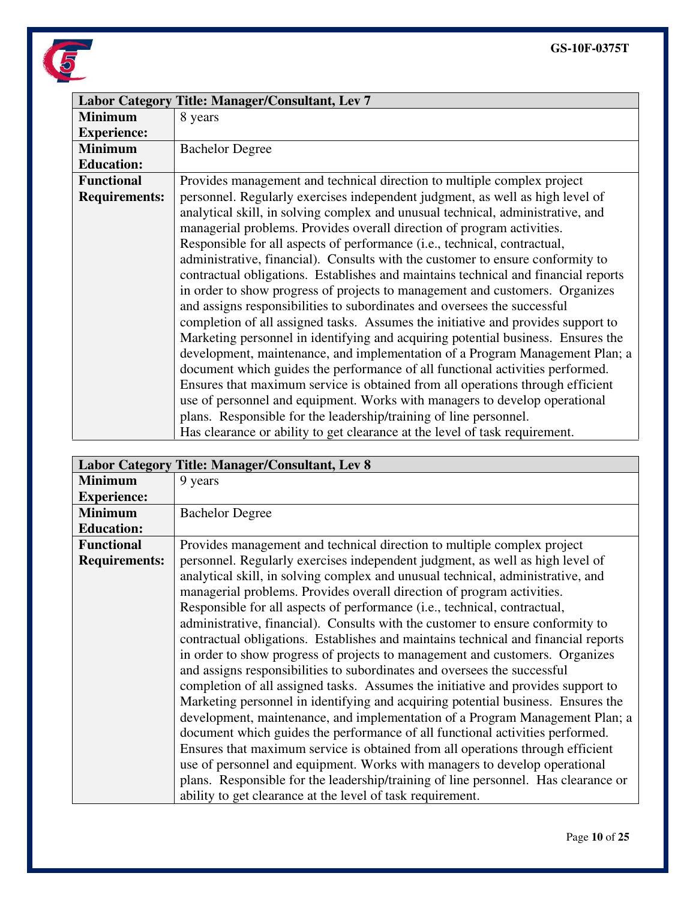| Labor Category Title: Manager/Consultant, Lev 7 | |
|---|---|
| **Minimum Experience:** | 8 years |
| **Minimum Education:** | Bachelor Degree |
| **Functional Requirements:** | Provides management and technical direction to multiple complex project personnel. Regularly exercises independent judgment, as well as high level of analytical skill, in solving complex and unusual technical, administrative, and managerial problems. Provides overall direction of program activities. Responsible for all aspects of performance (i.e., technical, contractual, administrative, financial). Consults with the customer to ensure conformity to contractual obligations. Establishes and maintains technical and financial reports in order to show progress of projects to management and customers. Organizes and assigns responsibilities to subordinates and oversees the successful completion of all assigned tasks. Assumes the initiative and provides support to Marketing personnel in identifying and acquiring potential business. Ensures the development, maintenance, and implementation of a Program Management Plan; a document which guides the performance of all functional activities performed. Ensures that maximum service is obtained from all operations through efficient use of personnel and equipment. Works with managers to develop operational plans. Responsible for the leadership/training of line personnel. Has clearance or ability to get clearance at the level of task requirement. |

| Labor Category Title: Manager/Consultant, Lev 8 | |
|---|---|
| **Minimum Experience:** | 9 years |
| **Minimum Education:** | Bachelor Degree |
| **Functional Requirements:** | Provides management and technical direction to multiple complex project personnel. Regularly exercises independent judgment, as well as high level of analytical skill, in solving complex and unusual technical, administrative, and managerial problems. Provides overall direction of program activities. Responsible for all aspects of performance (i.e., technical, contractual, administrative, financial). Consults with the customer to ensure conformity to contractual obligations. Establishes and maintains technical and financial reports in order to show progress of projects to management and customers. Organizes and assigns responsibilities to subordinates and oversees the successful completion of all assigned tasks. Assumes the initiative and provides support to Marketing personnel in identifying and acquiring potential business. Ensures the development, maintenance, and implementation of a Program Management Plan; a document which guides the performance of all functional activities performed. Ensures that maximum service is obtained from all operations through efficient use of personnel and equipment. Works with managers to develop operational plans. Responsible for the leadership/training of line personnel. Has clearance or ability to get clearance at the level of task requirement. |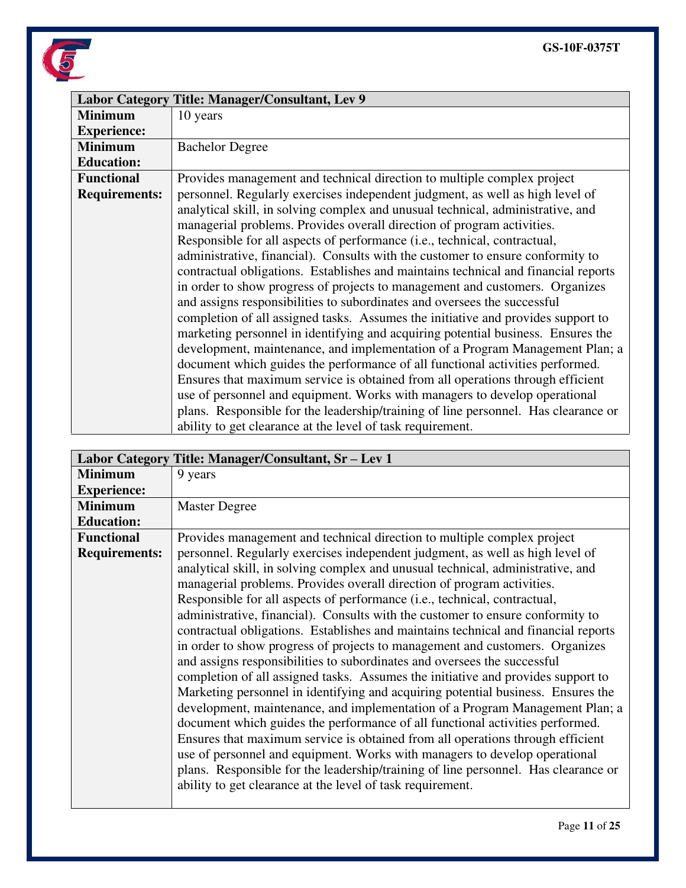| Labor Category Title: Manager/Consultant, Lev 9 | |
|---|---|
| **Minimum Experience:** | 10 years |
| **Minimum Education:** | Bachelor Degree |
| **Functional Requirements:** | Provides management and technical direction to multiple complex project personnel. Regularly exercises independent judgment, as well as high level of analytical skill, in solving complex and unusual technical, administrative, and managerial problems. Provides overall direction of program activities. Responsible for all aspects of performance (i.e., technical, contractual, administrative, financial). Consults with the customer to ensure conformity to contractual obligations. Establishes and maintains technical and financial reports in order to show progress of projects to management and customers. Organizes and assigns responsibilities to subordinates and oversees the successful completion of all assigned tasks. Assumes the initiative and provides support to marketing personnel in identifying and acquiring potential business. Ensures the development, maintenance, and implementation of a Program Management Plan; a document which guides the performance of all functional activities performed. Ensures that maximum service is obtained from all operations through efficient use of personnel and equipment. Works with managers to develop operational plans. Responsible for the leadership/training of line personnel. Has clearance or ability to get clearance at the level of task requirement. |

| Labor Category Title: Manager/Consultant, Sr – Lev 1 | |
|---|---|
| **Minimum Experience:** | 9 years |
| **Minimum Education:** | Master Degree |
| **Functional Requirements:** | Provides management and technical direction to multiple complex project personnel. Regularly exercises independent judgment, as well as high level of analytical skill, in solving complex and unusual technical, administrative, and managerial problems. Provides overall direction of program activities. Responsible for all aspects of performance (i.e., technical, contractual, administrative, financial). Consults with the customer to ensure conformity to contractual obligations. Establishes and maintains technical and financial reports in order to show progress of projects to management and customers. Organizes and assigns responsibilities to subordinates and oversees the successful completion of all assigned tasks. Assumes the initiative and provides support to Marketing personnel in identifying and acquiring potential business. Ensures the development, maintenance, and implementation of a Program Management Plan; a document which guides the performance of all functional activities performed. Ensures that maximum service is obtained from all operations through efficient use of personnel and equipment. Works with managers to develop operational plans. Responsible for the leadership/training of line personnel. Has clearance or ability to get clearance at the level of task requirement. |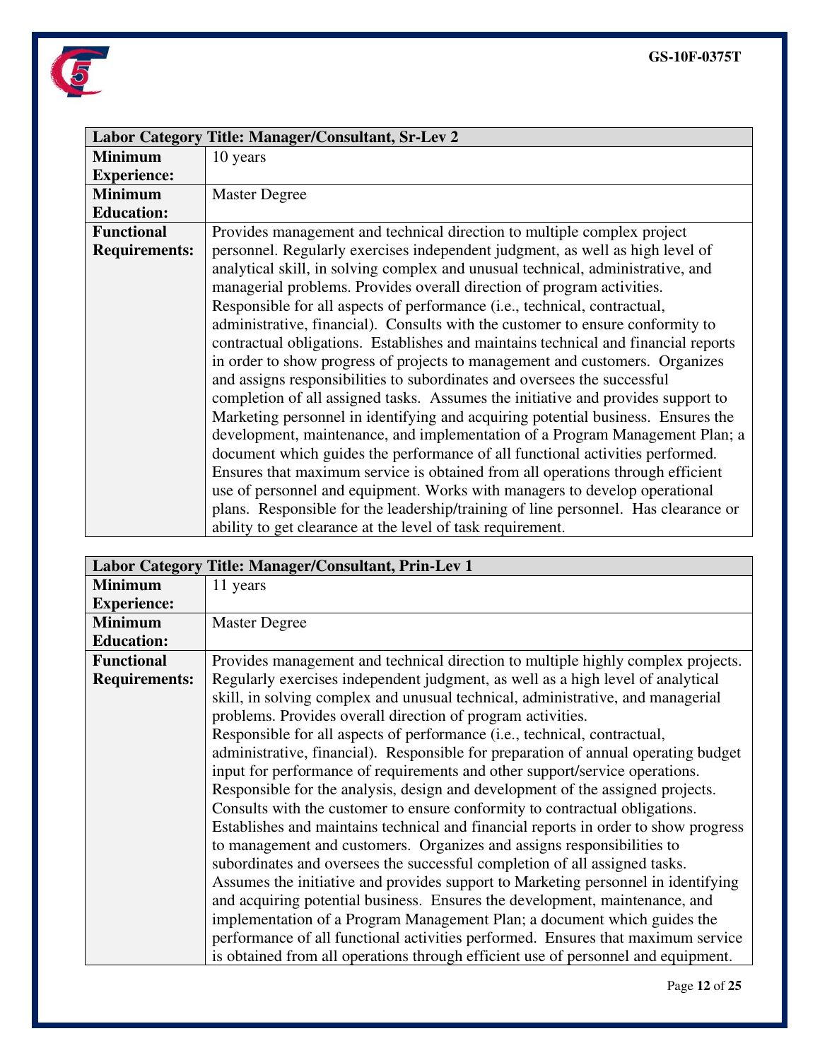| Labor Category Title: Manager/Consultant, Sr-Lev 2 | |
|---|---|
| **Minimum Experience:** | 10 years |
| **Minimum Education:** | Master Degree |
| **Functional Requirements:** | Provides management and technical direction to multiple complex project personnel. Regularly exercises independent judgment, as well as high level of analytical skill, in solving complex and unusual technical, administrative, and managerial problems. Provides overall direction of program activities. Responsible for all aspects of performance (i.e., technical, contractual, administrative, financial). Consults with the customer to ensure conformity to contractual obligations. Establishes and maintains technical and financial reports in order to show progress of projects to management and customers. Organizes and assigns responsibilities to subordinates and oversees the successful completion of all assigned tasks. Assumes the initiative and provides support to Marketing personnel in identifying and acquiring potential business. Ensures the development, maintenance, and implementation of a Program Management Plan; a document which guides the performance of all functional activities performed. Ensures that maximum service is obtained from all operations through efficient use of personnel and equipment. Works with managers to develop operational plans. Responsible for the leadership/training of line personnel. Has clearance or ability to get clearance at the level of task requirement. |

| Labor Category Title: Manager/Consultant, Prin-Lev 1 | |
|---|---|
| **Minimum Experience:** | 11 years |
| **Minimum Education:** | Master Degree |
| **Functional Requirements:** | Provides management and technical direction to multiple highly complex projects. Regularly exercises independent judgment, as well as a high level of analytical skill, in solving complex and unusual technical, administrative, and managerial problems. Provides overall direction of program activities. Responsible for all aspects of performance (i.e., technical, contractual, administrative, financial). Responsible for preparation of annual operating budget input for performance of requirements and other support/service operations. Responsible for the analysis, design and development of the assigned projects. Consults with the customer to ensure conformity to contractual obligations. Establishes and maintains technical and financial reports in order to show progress to management and customers. Organizes and assigns responsibilities to subordinates and oversees the successful completion of all assigned tasks. Assumes the initiative and provides support to Marketing personnel in identifying and acquiring potential business. Ensures the development, maintenance, and implementation of a Program Management Plan; a document which guides the performance of all functional activities performed. Ensures that maximum service is obtained from all operations through efficient use of personnel and equipment. |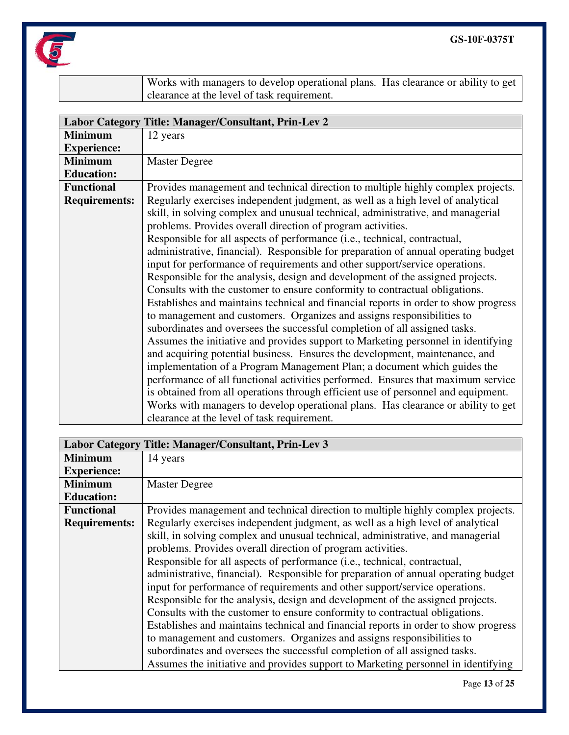| | |
|---|---|
| | Works with managers to develop operational plans. Has clearance or ability to get clearance at the level of task requirement. |

| **Labor Category Title: Manager/Consultant, Prin-Lev 2** | |
|---|---|
| **Minimum Experience:** | 12 years |
| **Minimum Education:** | Master Degree |
| **Functional Requirements:** | Provides management and technical direction to multiple highly complex projects. Regularly exercises independent judgment, as well as a high level of analytical skill, in solving complex and unusual technical, administrative, and managerial problems. Provides overall direction of program activities. Responsible for all aspects of performance (i.e., technical, contractual, administrative, financial). Responsible for preparation of annual operating budget input for performance of requirements and other support/service operations. Responsible for the analysis, design and development of the assigned projects. Consults with the customer to ensure conformity to contractual obligations. Establishes and maintains technical and financial reports in order to show progress to management and customers. Organizes and assigns responsibilities to subordinates and oversees the successful completion of all assigned tasks. Assumes the initiative and provides support to Marketing personnel in identifying and acquiring potential business. Ensures the development, maintenance, and implementation of a Program Management Plan; a document which guides the performance of all functional activities performed. Ensures that maximum service is obtained from all operations through efficient use of personnel and equipment. Works with managers to develop operational plans. Has clearance or ability to get clearance at the level of task requirement. |

| **Labor Category Title: Manager/Consultant, Prin-Lev 3** | |
|---|---|
| **Minimum Experience:** | 14 years |
| **Minimum Education:** | Master Degree |
| **Functional Requirements:** | Provides management and technical direction to multiple highly complex projects. Regularly exercises independent judgment, as well as a high level of analytical skill, in solving complex and unusual technical, administrative, and managerial problems. Provides overall direction of program activities. Responsible for all aspects of performance (i.e., technical, contractual, administrative, financial). Responsible for preparation of annual operating budget input for performance of requirements and other support/service operations. Responsible for the analysis, design and development of the assigned projects. Consults with the customer to ensure conformity to contractual obligations. Establishes and maintains technical and financial reports in order to show progress to management and customers. Organizes and assigns responsibilities to subordinates and oversees the successful completion of all assigned tasks. Assumes the initiative and provides support to Marketing personnel in identifying |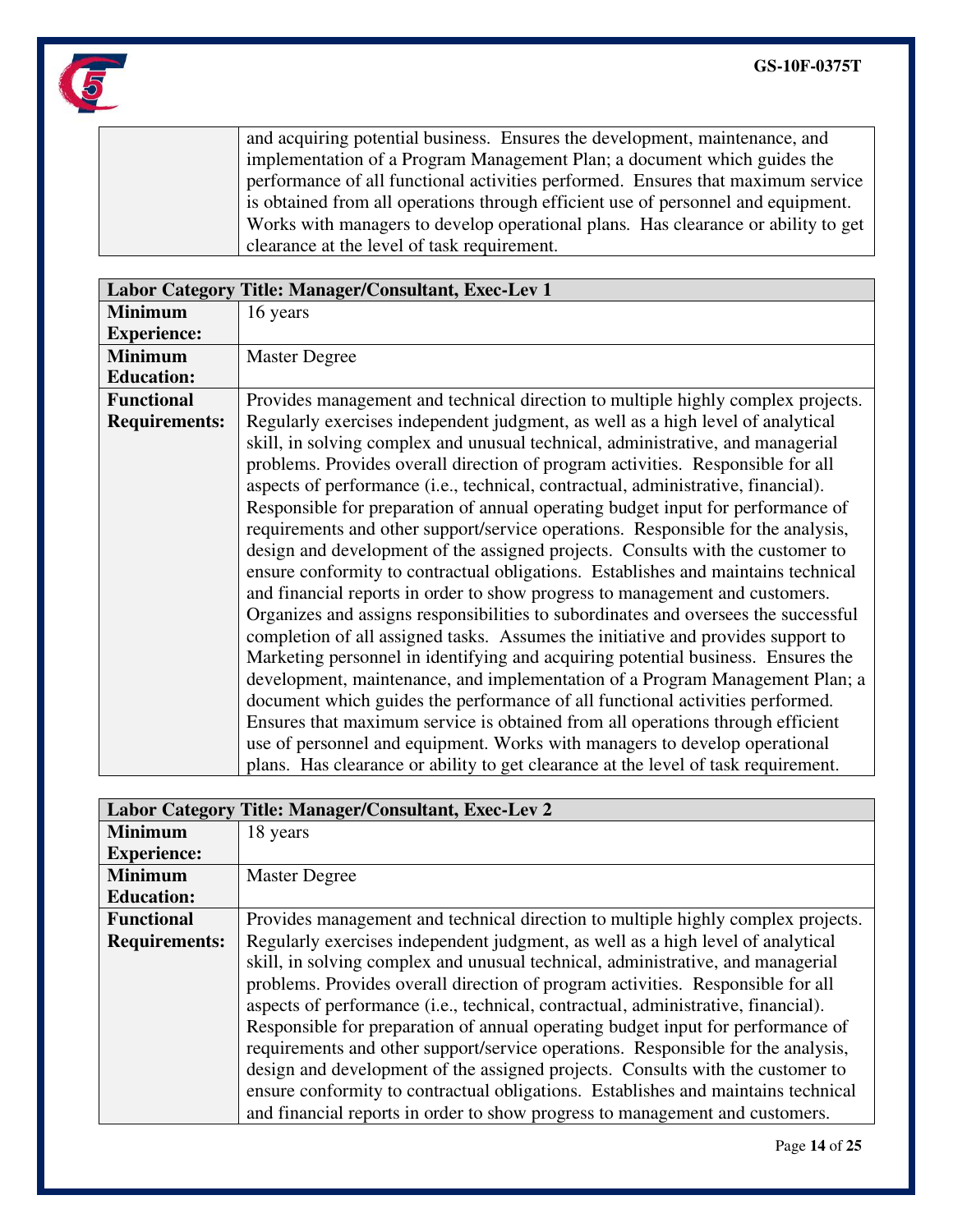| | |
|---|---|
| | and acquiring potential business. Ensures the development, maintenance, and implementation of a Program Management Plan; a document which guides the performance of all functional activities performed. Ensures that maximum service is obtained from all operations through efficient use of personnel and equipment. Works with managers to develop operational plans. Has clearance or ability to get clearance at the level of task requirement. |

| **Labor Category Title: Manager/Consultant, Exec-Lev 1** | |
|---|---|
| **Minimum Experience:** | 16 years |
| **Minimum Education:** | Master Degree |
| **Functional Requirements:** | Provides management and technical direction to multiple highly complex projects. Regularly exercises independent judgment, as well as a high level of analytical skill, in solving complex and unusual technical, administrative, and managerial problems. Provides overall direction of program activities. Responsible for all aspects of performance (i.e., technical, contractual, administrative, financial). Responsible for preparation of annual operating budget input for performance of requirements and other support/service operations. Responsible for the analysis, design and development of the assigned projects. Consults with the customer to ensure conformity to contractual obligations. Establishes and maintains technical and financial reports in order to show progress to management and customers. Organizes and assigns responsibilities to subordinates and oversees the successful completion of all assigned tasks. Assumes the initiative and provides support to Marketing personnel in identifying and acquiring potential business. Ensures the development, maintenance, and implementation of a Program Management Plan; a document which guides the performance of all functional activities performed. Ensures that maximum service is obtained from all operations through efficient use of personnel and equipment. Works with managers to develop operational plans. Has clearance or ability to get clearance at the level of task requirement. |

| **Labor Category Title: Manager/Consultant, Exec-Lev 2** | |
|---|---|
| **Minimum Experience:** | 18 years |
| **Minimum Education:** | Master Degree |
| **Functional Requirements:** | Provides management and technical direction to multiple highly complex projects. Regularly exercises independent judgment, as well as a high level of analytical skill, in solving complex and unusual technical, administrative, and managerial problems. Provides overall direction of program activities. Responsible for all aspects of performance (i.e., technical, contractual, administrative, financial). Responsible for preparation of annual operating budget input for performance of requirements and other support/service operations. Responsible for the analysis, design and development of the assigned projects. Consults with the customer to ensure conformity to contractual obligations. Establishes and maintains technical and financial reports in order to show progress to management and customers. |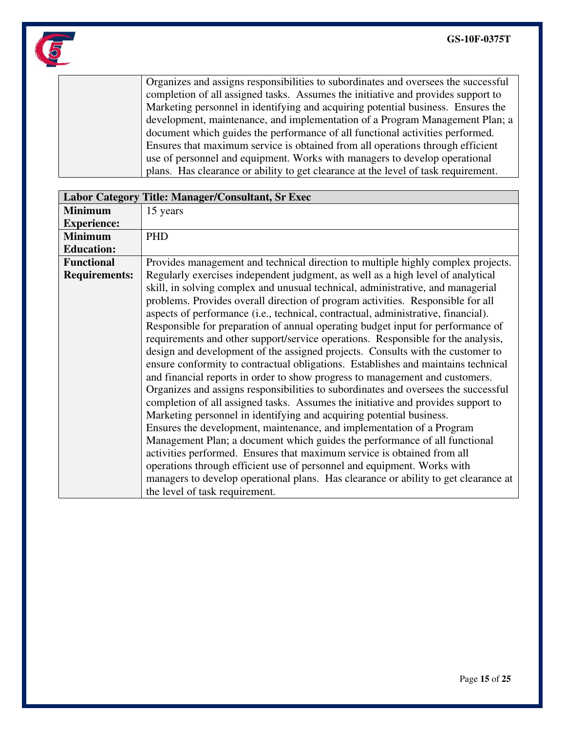| | |
|---|---|
| | Organizes and assigns responsibilities to subordinates and oversees the successful completion of all assigned tasks. Assumes the initiative and provides support to Marketing personnel in identifying and acquiring potential business. Ensures the development, maintenance, and implementation of a Program Management Plan; a document which guides the performance of all functional activities performed. Ensures that maximum service is obtained from all operations through efficient use of personnel and equipment. Works with managers to develop operational plans. Has clearance or ability to get clearance at the level of task requirement. |

| **Labor Category Title: Manager/Consultant, Sr Exec** | |
|---|---|
| **Minimum Experience:** | 15 years |
| **Minimum Education:** | PHD |
| **Functional Requirements:** | Provides management and technical direction to multiple highly complex projects. Regularly exercises independent judgment, as well as a high level of analytical skill, in solving complex and unusual technical, administrative, and managerial problems. Provides overall direction of program activities. Responsible for all aspects of performance (i.e., technical, contractual, administrative, financial). Responsible for preparation of annual operating budget input for performance of requirements and other support/service operations. Responsible for the analysis, design and development of the assigned projects. Consults with the customer to ensure conformity to contractual obligations. Establishes and maintains technical and financial reports in order to show progress to management and customers. Organizes and assigns responsibilities to subordinates and oversees the successful completion of all assigned tasks. Assumes the initiative and provides support to Marketing personnel in identifying and acquiring potential business. Ensures the development, maintenance, and implementation of a Program Management Plan; a document which guides the performance of all functional activities performed. Ensures that maximum service is obtained from all operations through efficient use of personnel and equipment. Works with managers to develop operational plans. Has clearance or ability to get clearance at the level of task requirement. |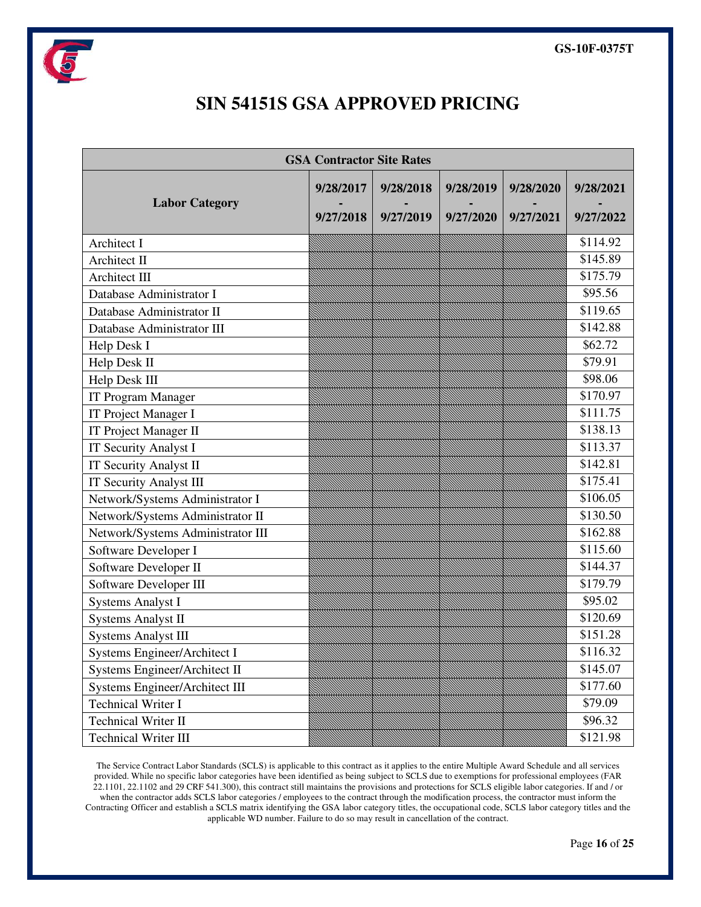# SIN 54151S GSA APPROVED PRICING

| GSA Contractor Site Rates | | | | | |
|---|---|---|---|---|---|
| Labor Category | 9/28/2017 - 9/27/2018 | 9/28/2018 - 9/27/2019 | 9/28/2019 - 9/27/2020 | 9/28/2020 - 9/27/2021 | 9/28/2021 - 9/27/2022 |
| Architect I | | | | | $114.92 |
| Architect II | | | | | $145.89 |
| Architect III | | | | | $175.79 |
| Database Administrator I | | | | | $95.56 |
| Database Administrator II | | | | | $119.65 |
| Database Administrator III | | | | | $142.88 |
| Help Desk I | | | | | $62.72 |
| Help Desk II | | | | | $79.91 |
| Help Desk III | | | | | $98.06 |
| IT Program Manager | | | | | $170.97 |
| IT Project Manager I | | | | | $111.75 |
| IT Project Manager II | | | | | $138.13 |
| IT Security Analyst I | | | | | $113.37 |
| IT Security Analyst II | | | | | $142.81 |
| IT Security Analyst III | | | | | $175.41 |
| Network/Systems Administrator I | | | | | $106.05 |
| Network/Systems Administrator II | | | | | $130.50 |
| Network/Systems Administrator III | | | | | $162.88 |
| Software Developer I | | | | | $115.60 |
| Software Developer II | | | | | $144.37 |
| Software Developer III | | | | | $179.79 |
| Systems Analyst I | | | | | $95.02 |
| Systems Analyst II | | | | | $120.69 |
| Systems Analyst III | | | | | $151.28 |
| Systems Engineer/Architect I | | | | | $116.32 |
| Systems Engineer/Architect II | | | | | $145.07 |
| Systems Engineer/Architect III | | | | | $177.60 |
| Technical Writer I | | | | | $79.09 |
| Technical Writer II | | | | | $96.32 |
| Technical Writer III | | | | | $121.98 |

The Service Contract Labor Standards (SCLS) is applicable to this contract as it applies to the entire Multiple Award Schedule and all services provided. While no specific labor categories have been identified as being subject to SCLS due to exemptions for professional employees (FAR 22.1101, 22.1102 and 29 CRF 541.300), this contract still maintains the provisions and protections for SCLS eligible labor categories. If and / or when the contractor adds SCLS labor categories / employees to the contract through the modification process, the contractor must inform the Contracting Officer and establish a SCLS matrix identifying the GSA labor category titles, the occupational code, SCLS labor category titles and the applicable WD number. Failure to do so may result in cancellation of the contract.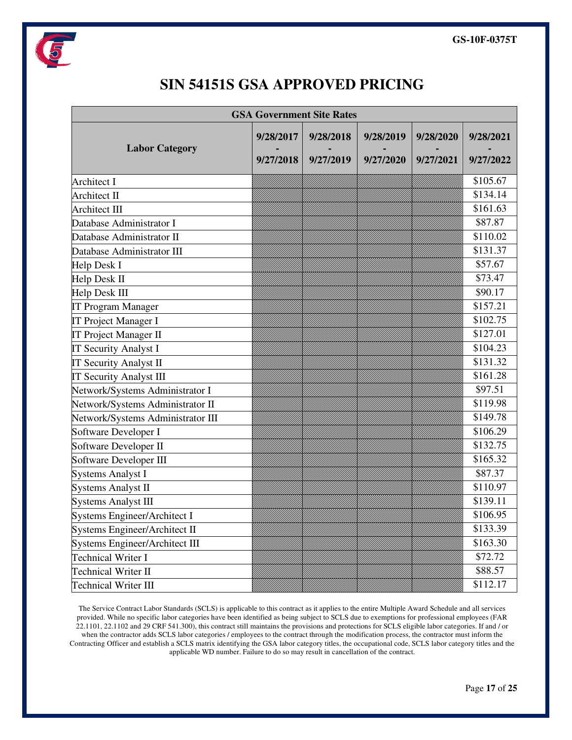# SIN 54151S GSA APPROVED PRICING

| GSA Government Site Rates | | | | | |
|---|---|---|---|---|---|
| Labor Category | 9/28/2017 - 9/27/2018 | 9/28/2018 - 9/27/2019 | 9/28/2019 - 9/27/2020 | 9/28/2020 - 9/27/2021 | 9/28/2021 - 9/27/2022 |
| Architect I | | | | | $105.67 |
| Architect II | | | | | $134.14 |
| Architect III | | | | | $161.63 |
| Database Administrator I | | | | | $87.87 |
| Database Administrator II | | | | | $110.02 |
| Database Administrator III | | | | | $131.37 |
| Help Desk I | | | | | $57.67 |
| Help Desk II | | | | | $73.47 |
| Help Desk III | | | | | $90.17 |
| IT Program Manager | | | | | $157.21 |
| IT Project Manager I | | | | | $102.75 |
| IT Project Manager II | | | | | $127.01 |
| IT Security Analyst I | | | | | $104.23 |
| IT Security Analyst II | | | | | $131.32 |
| IT Security Analyst III | | | | | $161.28 |
| Network/Systems Administrator I | | | | | $97.51 |
| Network/Systems Administrator II | | | | | $119.98 |
| Network/Systems Administrator III | | | | | $149.78 |
| Software Developer I | | | | | $106.29 |
| Software Developer II | | | | | $132.75 |
| Software Developer III | | | | | $165.32 |
| Systems Analyst I | | | | | $87.37 |
| Systems Analyst II | | | | | $110.97 |
| Systems Analyst III | | | | | $139.11 |
| Systems Engineer/Architect I | | | | | $106.95 |
| Systems Engineer/Architect II | | | | | $133.39 |
| Systems Engineer/Architect III | | | | | $163.30 |
| Technical Writer I | | | | | $72.72 |
| Technical Writer II | | | | | $88.57 |
| Technical Writer III | | | | | $112.17 |

The Service Contract Labor Standards (SCLS) is applicable to this contract as it applies to the entire Multiple Award Schedule and all services provided. While no specific labor categories have been identified as being subject to SCLS due to exemptions for professional employees (FAR 22.1101, 22.1102 and 29 CRF 541.300), this contract still maintains the provisions and protections for SCLS eligible labor categories. If and / or when the contractor adds SCLS labor categories / employees to the contract through the modification process, the contractor must inform the Contracting Officer and establish a SCLS matrix identifying the GSA labor category titles, the occupational code, SCLS labor category titles and the applicable WD number. Failure to do so may result in cancellation of the contract.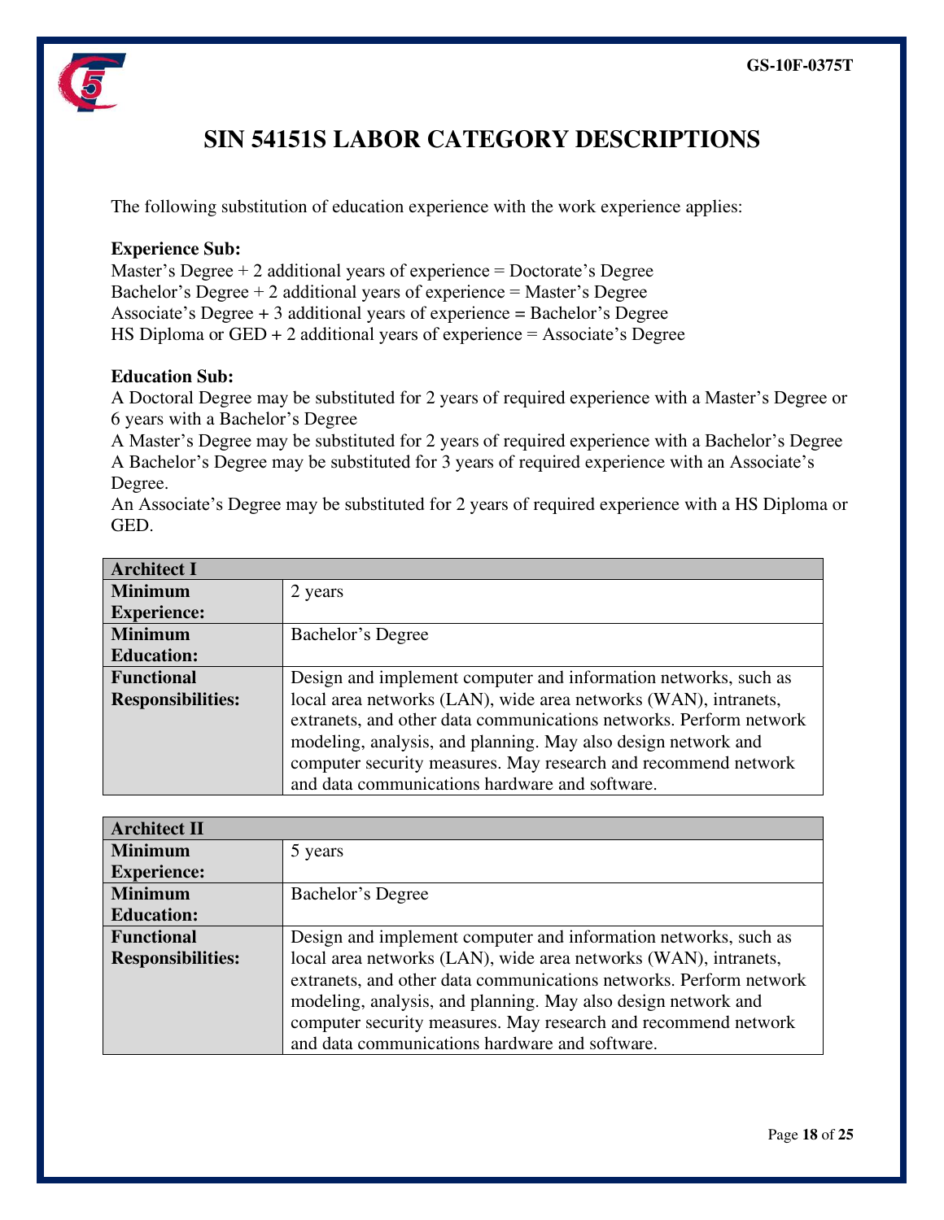# SIN 54151S LABOR CATEGORY DESCRIPTIONS

The following substitution of education experience with the work experience applies:

**Experience Sub:**
Master's Degree + 2 additional years of experience = Doctorate's Degree
Bachelor's Degree + 2 additional years of experience = Master's Degree
Associate's Degree + 3 additional years of experience = Bachelor's Degree
HS Diploma or GED + 2 additional years of experience = Associate's Degree

**Education Sub:**
A Doctoral Degree may be substituted for 2 years of required experience with a Master's Degree or 6 years with a Bachelor's Degree
A Master's Degree may be substituted for 2 years of required experience with a Bachelor's Degree
A Bachelor's Degree may be substituted for 3 years of required experience with an Associate's Degree.
An Associate's Degree may be substituted for 2 years of required experience with a HS Diploma or GED.

| **Architect I** | |
|---|---|
| **Minimum Experience:** | 2 years |
| **Minimum Education:** | Bachelor's Degree |
| **Functional Responsibilities:** | Design and implement computer and information networks, such as local area networks (LAN), wide area networks (WAN), intranets, extranets, and other data communications networks. Perform network modeling, analysis, and planning. May also design network and computer security measures. May research and recommend network and data communications hardware and software. |

| **Architect II** | |
|---|---|
| **Minimum Experience:** | 5 years |
| **Minimum Education:** | Bachelor's Degree |
| **Functional Responsibilities:** | Design and implement computer and information networks, such as local area networks (LAN), wide area networks (WAN), intranets, extranets, and other data communications networks. Perform network modeling, analysis, and planning. May also design network and computer security measures. May research and recommend network and data communications hardware and software. |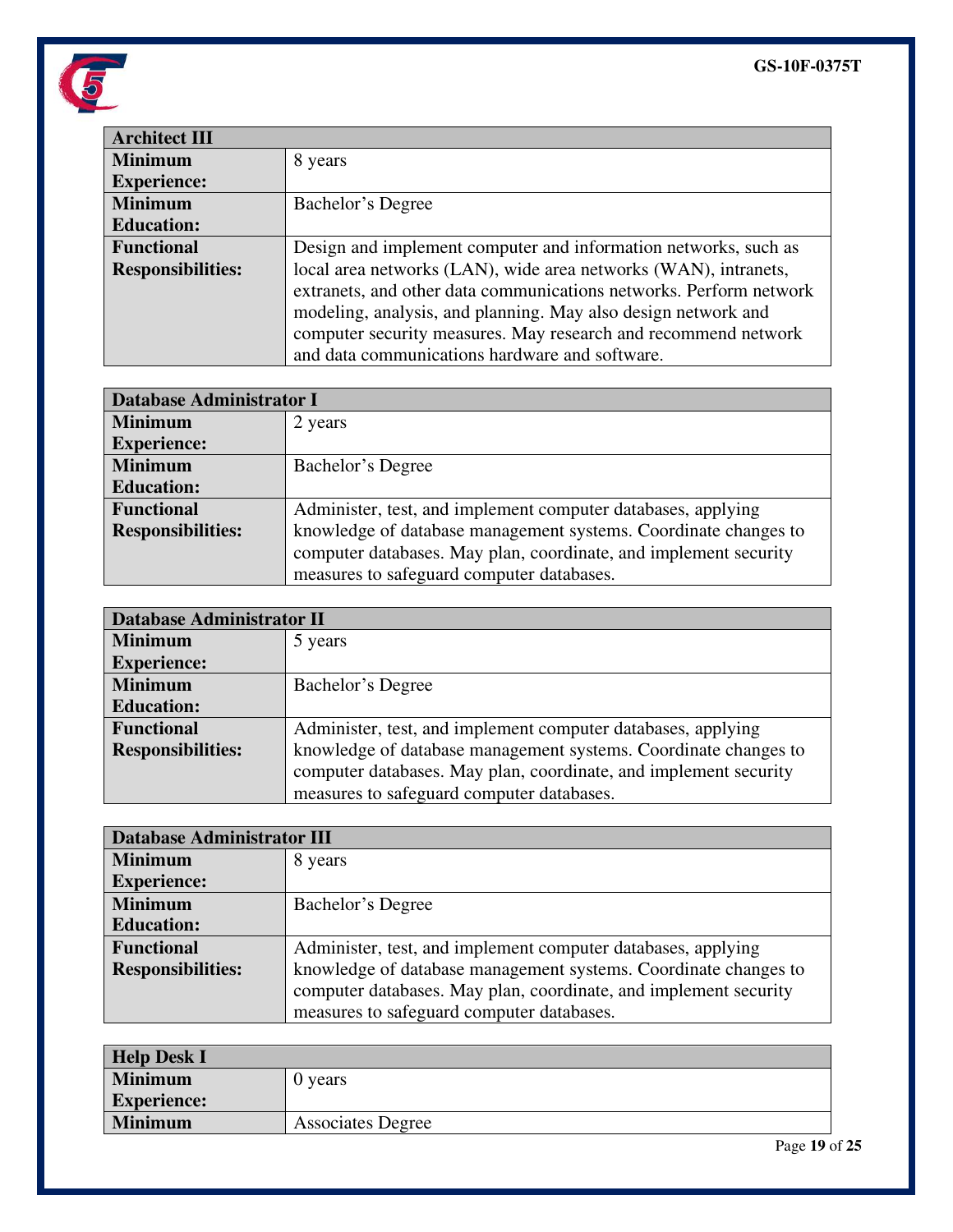| Architect III | |
|---|---|
| **Minimum Experience:** | 8 years |
| **Minimum Education:** | Bachelor's Degree |
| **Functional Responsibilities:** | Design and implement computer and information networks, such as local area networks (LAN), wide area networks (WAN), intranets, extranets, and other data communications networks. Perform network modeling, analysis, and planning. May also design network and computer security measures. May research and recommend network and data communications hardware and software. |

| Database Administrator I | |
|---|---|
| **Minimum Experience:** | 2 years |
| **Minimum Education:** | Bachelor's Degree |
| **Functional Responsibilities:** | Administer, test, and implement computer databases, applying knowledge of database management systems. Coordinate changes to computer databases. May plan, coordinate, and implement security measures to safeguard computer databases. |

| Database Administrator II | |
|---|---|
| **Minimum Experience:** | 5 years |
| **Minimum Education:** | Bachelor's Degree |
| **Functional Responsibilities:** | Administer, test, and implement computer databases, applying knowledge of database management systems. Coordinate changes to computer databases. May plan, coordinate, and implement security measures to safeguard computer databases. |

| Database Administrator III | |
|---|---|
| **Minimum Experience:** | 8 years |
| **Minimum Education:** | Bachelor's Degree |
| **Functional Responsibilities:** | Administer, test, and implement computer databases, applying knowledge of database management systems. Coordinate changes to computer databases. May plan, coordinate, and implement security measures to safeguard computer databases. |

| Help Desk I | |
|---|---|
| **Minimum Experience:** | 0 years |
| **Minimum** | Associates Degree |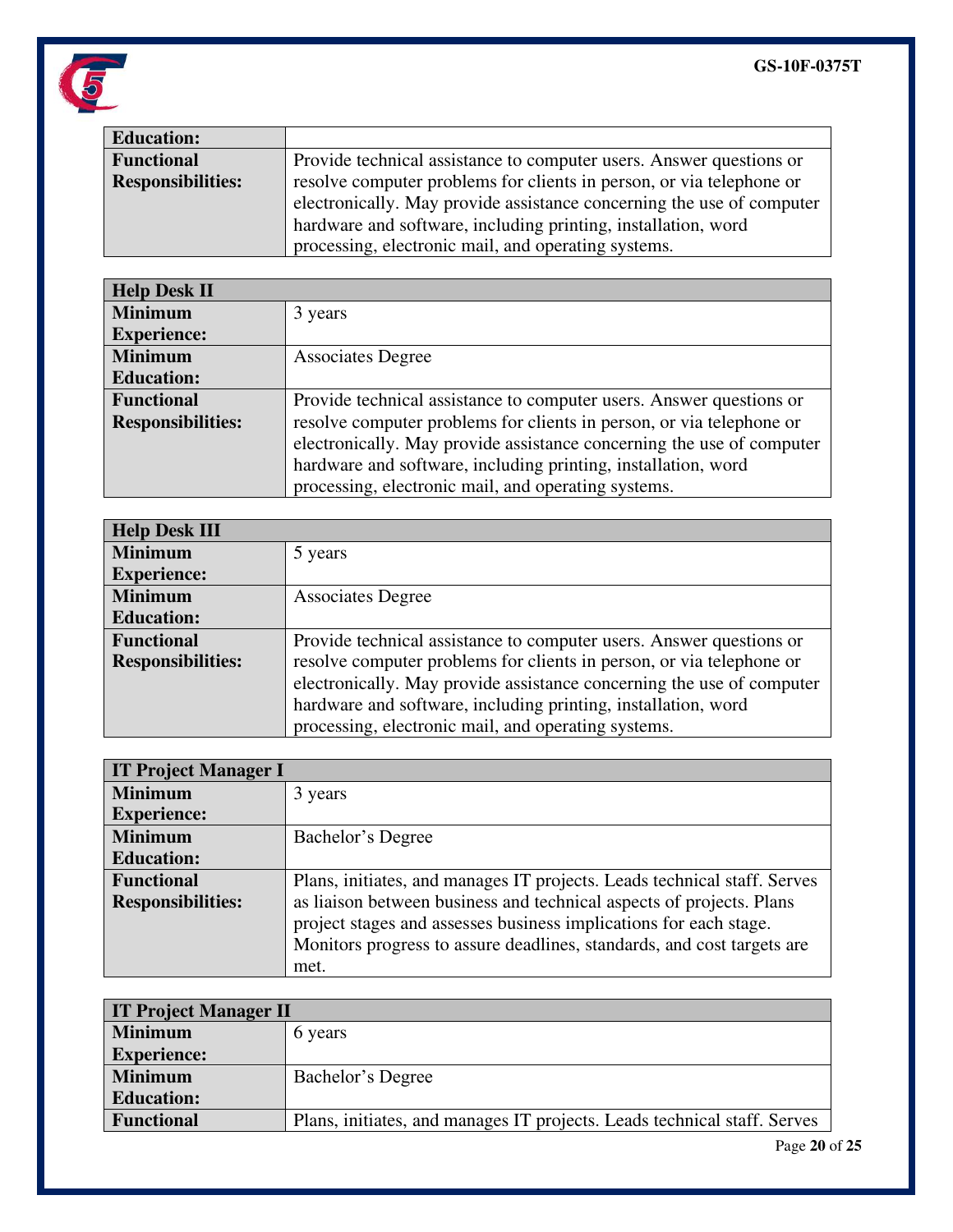| Education: | |
|---|---|
| Functional Responsibilities: | Provide technical assistance to computer users. Answer questions or resolve computer problems for clients in person, or via telephone or electronically. May provide assistance concerning the use of computer hardware and software, including printing, installation, word processing, electronic mail, and operating systems. |

| Help Desk II | |
|---|---|
| Minimum Experience: | 3 years |
| Minimum Education: | Associates Degree |
| Functional Responsibilities: | Provide technical assistance to computer users. Answer questions or resolve computer problems for clients in person, or via telephone or electronically. May provide assistance concerning the use of computer hardware and software, including printing, installation, word processing, electronic mail, and operating systems. |

| Help Desk III | |
|---|---|
| Minimum Experience: | 5 years |
| Minimum Education: | Associates Degree |
| Functional Responsibilities: | Provide technical assistance to computer users. Answer questions or resolve computer problems for clients in person, or via telephone or electronically. May provide assistance concerning the use of computer hardware and software, including printing, installation, word processing, electronic mail, and operating systems. |

| IT Project Manager I | |
|---|---|
| Minimum Experience: | 3 years |
| Minimum Education: | Bachelor's Degree |
| Functional Responsibilities: | Plans, initiates, and manages IT projects. Leads technical staff. Serves as liaison between business and technical aspects of projects. Plans project stages and assesses business implications for each stage. Monitors progress to assure deadlines, standards, and cost targets are met. |

| IT Project Manager II | |
|---|---|
| Minimum Experience: | 6 years |
| Minimum Education: | Bachelor's Degree |
| Functional | Plans, initiates, and manages IT projects. Leads technical staff. Serves |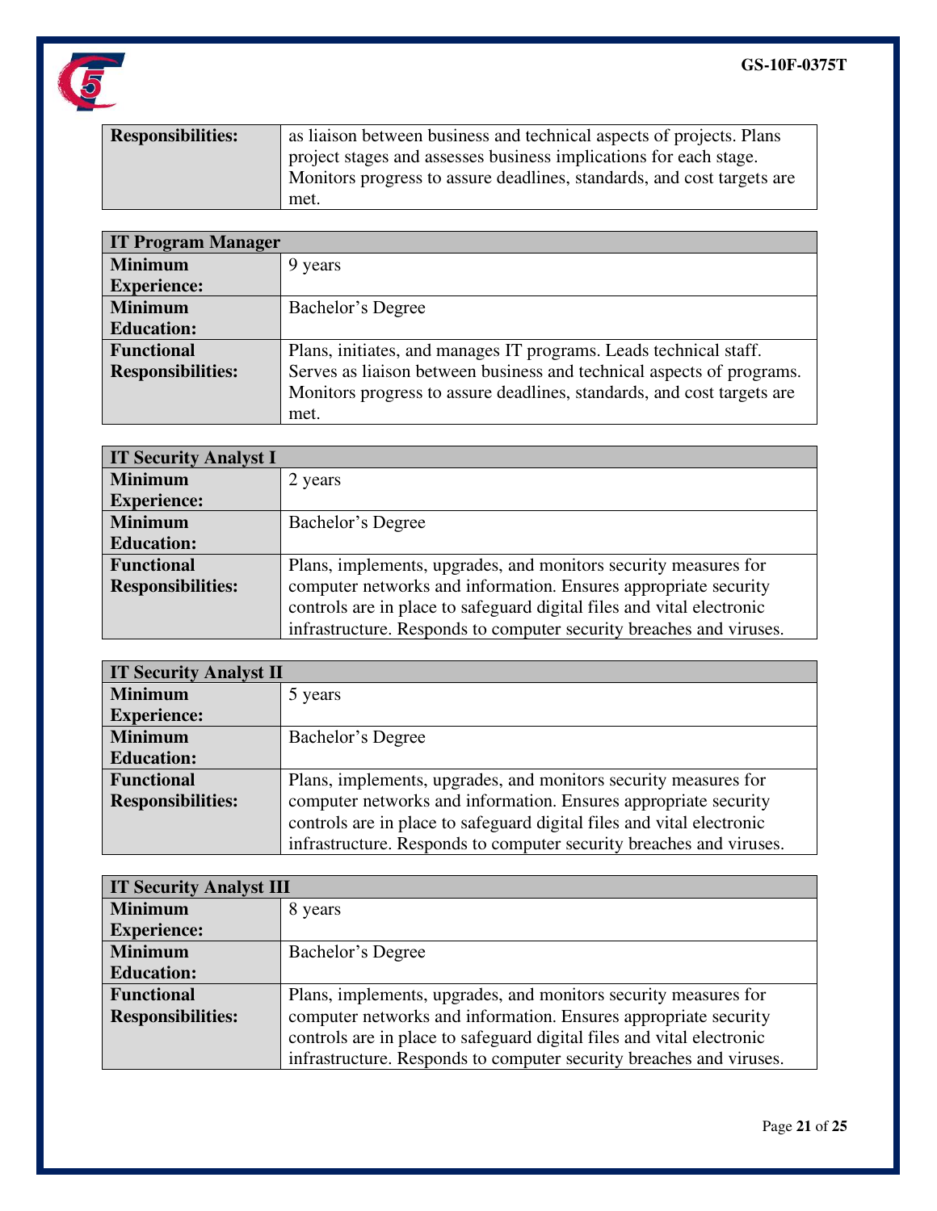| Responsibilities: | as liaison between business and technical aspects of projects. Plans project stages and assesses business implications for each stage. Monitors progress to assure deadlines, standards, and cost targets are met. |
|---|---|

| IT Program Manager | |
|---|---|
| **Minimum Experience:** | 9 years |
| **Minimum Education:** | Bachelor's Degree |
| **Functional Responsibilities:** | Plans, initiates, and manages IT programs. Leads technical staff. Serves as liaison between business and technical aspects of programs. Monitors progress to assure deadlines, standards, and cost targets are met. |

| IT Security Analyst I | |
|---|---|
| **Minimum Experience:** | 2 years |
| **Minimum Education:** | Bachelor's Degree |
| **Functional Responsibilities:** | Plans, implements, upgrades, and monitors security measures for computer networks and information. Ensures appropriate security controls are in place to safeguard digital files and vital electronic infrastructure. Responds to computer security breaches and viruses. |

| IT Security Analyst II | |
|---|---|
| **Minimum Experience:** | 5 years |
| **Minimum Education:** | Bachelor's Degree |
| **Functional Responsibilities:** | Plans, implements, upgrades, and monitors security measures for computer networks and information. Ensures appropriate security controls are in place to safeguard digital files and vital electronic infrastructure. Responds to computer security breaches and viruses. |

| IT Security Analyst III | |
|---|---|
| **Minimum Experience:** | 8 years |
| **Minimum Education:** | Bachelor's Degree |
| **Functional Responsibilities:** | Plans, implements, upgrades, and monitors security measures for computer networks and information. Ensures appropriate security controls are in place to safeguard digital files and vital electronic infrastructure. Responds to computer security breaches and viruses. |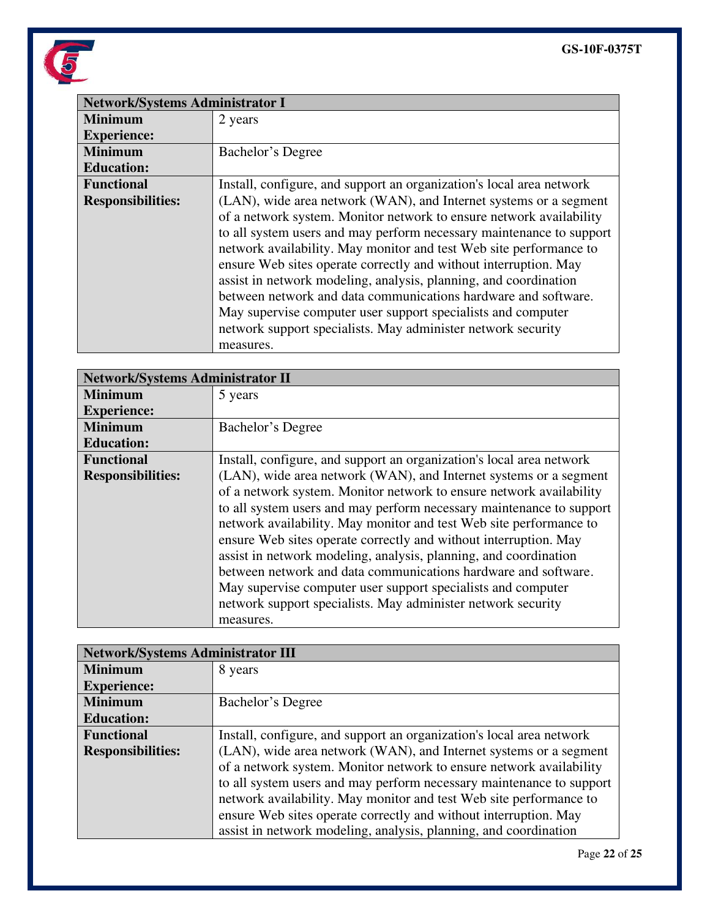| Network/Systems Administrator I | |
|---|---|
| **Minimum Experience:** | 2 years |
| **Minimum Education:** | Bachelor's Degree |
| **Functional Responsibilities:** | Install, configure, and support an organization's local area network (LAN), wide area network (WAN), and Internet systems or a segment of a network system. Monitor network to ensure network availability to all system users and may perform necessary maintenance to support network availability. May monitor and test Web site performance to ensure Web sites operate correctly and without interruption. May assist in network modeling, analysis, planning, and coordination between network and data communications hardware and software. May supervise computer user support specialists and computer network support specialists. May administer network security measures. |

| Network/Systems Administrator II | |
|---|---|
| **Minimum Experience:** | 5 years |
| **Minimum Education:** | Bachelor's Degree |
| **Functional Responsibilities:** | Install, configure, and support an organization's local area network (LAN), wide area network (WAN), and Internet systems or a segment of a network system. Monitor network to ensure network availability to all system users and may perform necessary maintenance to support network availability. May monitor and test Web site performance to ensure Web sites operate correctly and without interruption. May assist in network modeling, analysis, planning, and coordination between network and data communications hardware and software. May supervise computer user support specialists and computer network support specialists. May administer network security measures. |

| Network/Systems Administrator III | |
|---|---|
| **Minimum Experience:** | 8 years |
| **Minimum Education:** | Bachelor's Degree |
| **Functional Responsibilities:** | Install, configure, and support an organization's local area network (LAN), wide area network (WAN), and Internet systems or a segment of a network system. Monitor network to ensure network availability to all system users and may perform necessary maintenance to support network availability. May monitor and test Web site performance to ensure Web sites operate correctly and without interruption. May assist in network modeling, analysis, planning, and coordination |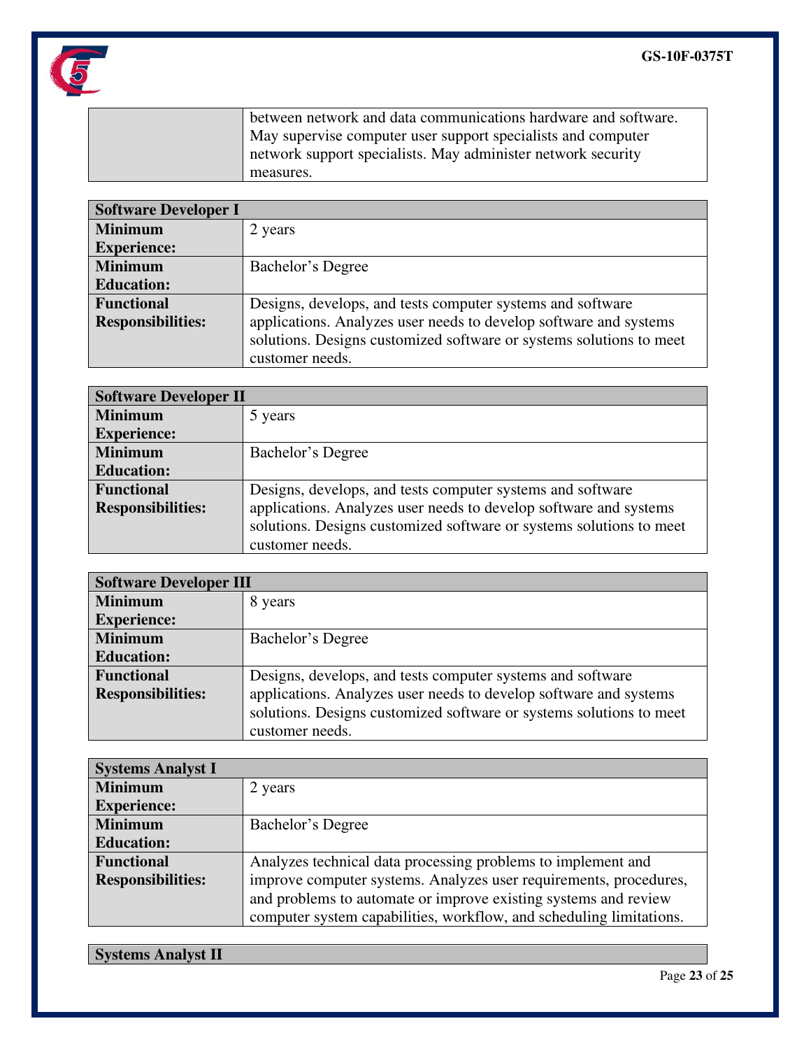| | |
|---|---|
| | between network and data communications hardware and software. May supervise computer user support specialists and computer network support specialists. May administer network security measures. |

| **Software Developer I** | |
|---|---|
| **Minimum Experience:** | 2 years |
| **Minimum Education:** | Bachelor's Degree |
| **Functional Responsibilities:** | Designs, develops, and tests computer systems and software applications. Analyzes user needs to develop software and systems solutions. Designs customized software or systems solutions to meet customer needs. |

| **Software Developer II** | |
|---|---|
| **Minimum Experience:** | 5 years |
| **Minimum Education:** | Bachelor's Degree |
| **Functional Responsibilities:** | Designs, develops, and tests computer systems and software applications. Analyzes user needs to develop software and systems solutions. Designs customized software or systems solutions to meet customer needs. |

| **Software Developer III** | |
|---|---|
| **Minimum Experience:** | 8 years |
| **Minimum Education:** | Bachelor's Degree |
| **Functional Responsibilities:** | Designs, develops, and tests computer systems and software applications. Analyzes user needs to develop software and systems solutions. Designs customized software or systems solutions to meet customer needs. |

| **Systems Analyst I** | |
|---|---|
| **Minimum Experience:** | 2 years |
| **Minimum Education:** | Bachelor's Degree |
| **Functional Responsibilities:** | Analyzes technical data processing problems to implement and improve computer systems. Analyzes user requirements, procedures, and problems to automate or improve existing systems and review computer system capabilities, workflow, and scheduling limitations. |

| **Systems Analyst II** | |
|---|---|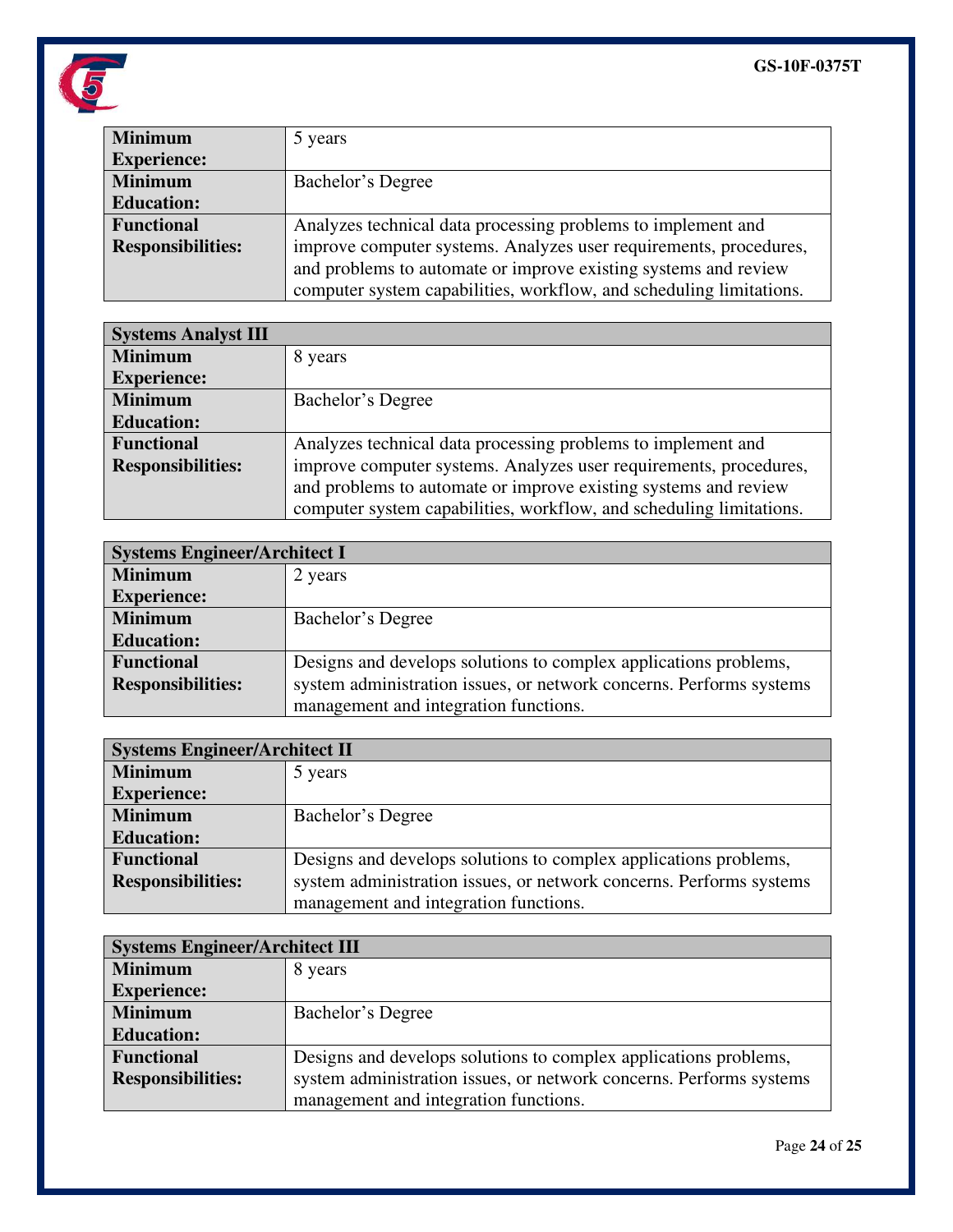| | |
|---|---|
| **Minimum Experience:** | 5 years |
| **Minimum Education:** | Bachelor's Degree |
| **Functional Responsibilities:** | Analyzes technical data processing problems to implement and improve computer systems. Analyzes user requirements, procedures, and problems to automate or improve existing systems and review computer system capabilities, workflow, and scheduling limitations. |

| **Systems Analyst III** | |
|---|---|
| **Minimum Experience:** | 8 years |
| **Minimum Education:** | Bachelor's Degree |
| **Functional Responsibilities:** | Analyzes technical data processing problems to implement and improve computer systems. Analyzes user requirements, procedures, and problems to automate or improve existing systems and review computer system capabilities, workflow, and scheduling limitations. |

| **Systems Engineer/Architect I** | |
|---|---|
| **Minimum Experience:** | 2 years |
| **Minimum Education:** | Bachelor's Degree |
| **Functional Responsibilities:** | Designs and develops solutions to complex applications problems, system administration issues, or network concerns. Performs systems management and integration functions. |

| **Systems Engineer/Architect II** | |
|---|---|
| **Minimum Experience:** | 5 years |
| **Minimum Education:** | Bachelor's Degree |
| **Functional Responsibilities:** | Designs and develops solutions to complex applications problems, system administration issues, or network concerns. Performs systems management and integration functions. |

| **Systems Engineer/Architect III** | |
|---|---|
| **Minimum Experience:** | 8 years |
| **Minimum Education:** | Bachelor's Degree |
| **Functional Responsibilities:** | Designs and develops solutions to complex applications problems, system administration issues, or network concerns. Performs systems management and integration functions. |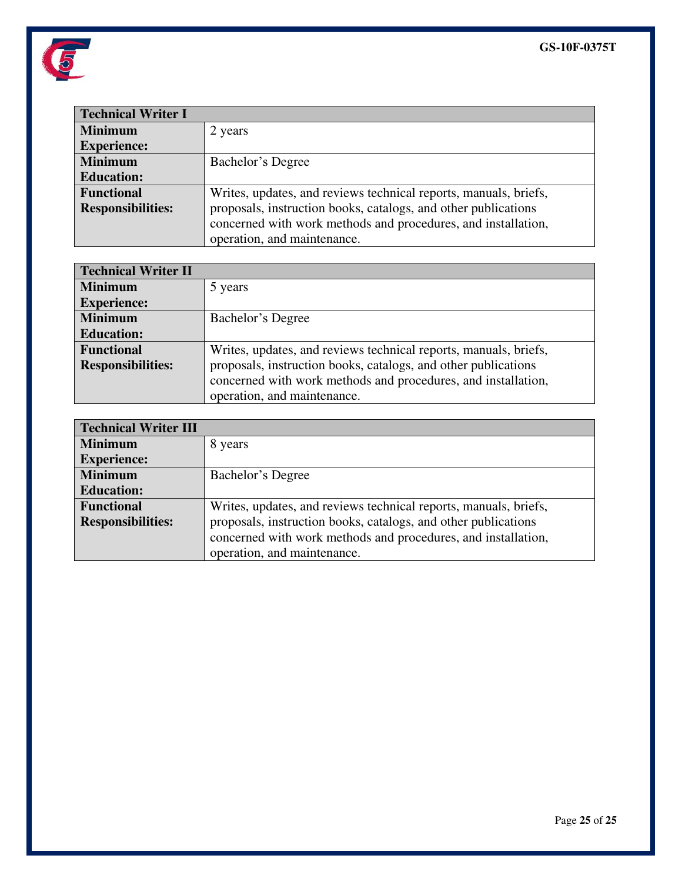| Technical Writer I | |
|---|---|
| **Minimum Experience:** | 2 years |
| **Minimum Education:** | Bachelor's Degree |
| **Functional Responsibilities:** | Writes, updates, and reviews technical reports, manuals, briefs, proposals, instruction books, catalogs, and other publications concerned with work methods and procedures, and installation, operation, and maintenance. |

| Technical Writer II | |
|---|---|
| **Minimum Experience:** | 5 years |
| **Minimum Education:** | Bachelor's Degree |
| **Functional Responsibilities:** | Writes, updates, and reviews technical reports, manuals, briefs, proposals, instruction books, catalogs, and other publications concerned with work methods and procedures, and installation, operation, and maintenance. |

| Technical Writer III | |
|---|---|
| **Minimum Experience:** | 8 years |
| **Minimum Education:** | Bachelor's Degree |
| **Functional Responsibilities:** | Writes, updates, and reviews technical reports, manuals, briefs, proposals, instruction books, catalogs, and other publications concerned with work methods and procedures, and installation, operation, and maintenance. |